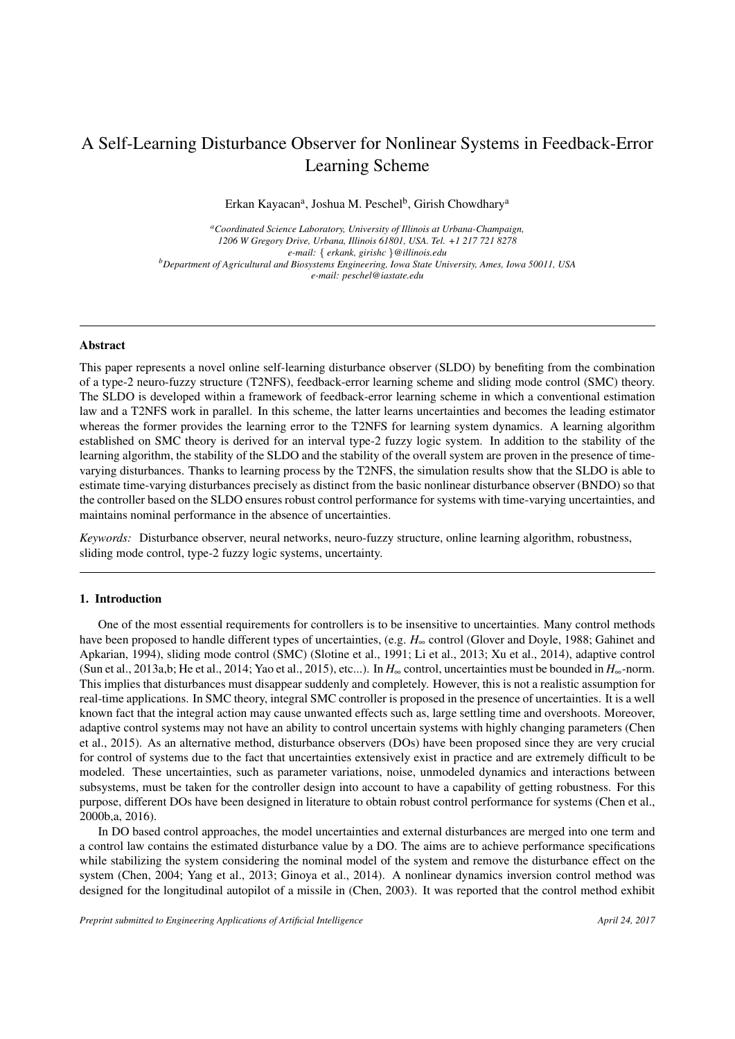# A Self-Learning Disturbance Observer for Nonlinear Systems in Feedback-Error Learning Scheme

Erkan Kayacan[a], Joshua M. Peschel[b], Girish Chowdhary[a]

[a] *Coordinated Science Laboratory, University of Illinois at Urbana-Champaign, 1206 W Gregory Drive, Urbana, Illinois 61801, USA. Tel. +1 217 721 8278*
*e-mail: { erkank, girishc }@illinois.edu*
[b] *Department of Agricultural and Biosystems Engineering, Iowa State University, Ames, Iowa 50011, USA*
*e-mail: peschel@iastate.edu*

## Abstract

This paper represents a novel online self-learning disturbance observer (SLDO) by benefiting from the combination of a type-2 neuro-fuzzy structure (T2NFS), feedback-error learning scheme and sliding mode control (SMC) theory. The SLDO is developed within a framework of feedback-error learning scheme in which a conventional estimation law and a T2NFS work in parallel. In this scheme, the latter learns uncertainties and becomes the leading estimator whereas the former provides the learning error to the T2NFS for learning system dynamics. A learning algorithm established on SMC theory is derived for an interval type-2 fuzzy logic system. In addition to the stability of the learning algorithm, the stability of the SLDO and the stability of the overall system are proven in the presence of time-varying disturbances. Thanks to learning process by the T2NFS, the simulation results show that the SLDO is able to estimate time-varying disturbances precisely as distinct from the basic nonlinear disturbance observer (BNDO) so that the controller based on the SLDO ensures robust control performance for systems with time-varying uncertainties, and maintains nominal performance in the absence of uncertainties.

*Keywords:* Disturbance observer, neural networks, neuro-fuzzy structure, online learning algorithm, robustness, sliding mode control, type-2 fuzzy logic systems, uncertainty.

## 1. Introduction

One of the most essential requirements for controllers is to be insensitive to uncertainties. Many control methods have been proposed to handle different types of uncertainties, (e.g. $H_\infty$ control (Glover and Doyle, 1988; Gahinet and Apkarian, 1994), sliding mode control (SMC) (Slotine et al., 1991; Li et al., 2013; Xu et al., 2014), adaptive control (Sun et al., 2013a,b; He et al., 2014; Yao et al., 2015), etc...). In $H_\infty$ control, uncertainties must be bounded in $H_\infty$-norm. This implies that disturbances must disappear suddenly and completely. However, this is not a realistic assumption for real-time applications. In SMC theory, integral SMC controller is proposed in the presence of uncertainties. It is a well known fact that the integral action may cause unwanted effects such as, large settling time and overshoots. Moreover, adaptive control systems may not have an ability to control uncertain systems with highly changing parameters (Chen et al., 2015). As an alternative method, disturbance observers (DOs) have been proposed since they are very crucial for control of systems due to the fact that uncertainties extensively exist in practice and are extremely difficult to be modeled. These uncertainties, such as parameter variations, noise, unmodeled dynamics and interactions between subsystems, must be taken for the controller design into account to have a capability of getting robustness. For this purpose, different DOs have been designed in literature to obtain robust control performance for systems (Chen et al., 2000b,a, 2016).

In DO based control approaches, the model uncertainties and external disturbances are merged into one term and a control law contains the estimated disturbance value by a DO. The aims are to achieve performance specifications while stabilizing the system considering the nominal model of the system and remove the disturbance effect on the system (Chen, 2004; Yang et al., 2013; Ginoya et al., 2014). A nonlinear dynamics inversion control method was designed for the longitudinal autopilot of a missile in (Chen, 2003). It was reported that the control method exhibit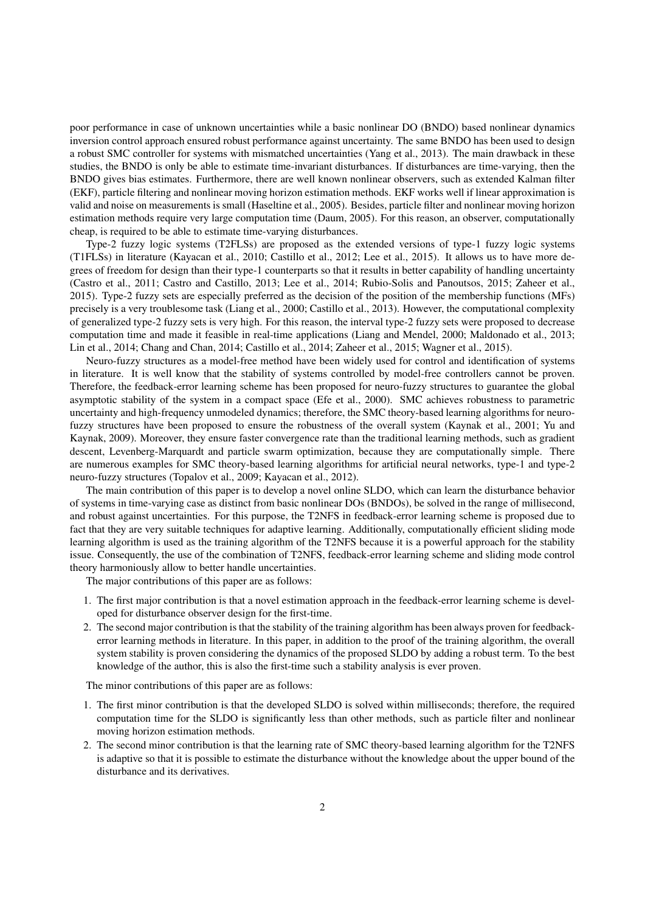poor performance in case of unknown uncertainties while a basic nonlinear DO (BNDO) based nonlinear dynamics inversion control approach ensured robust performance against uncertainty. The same BNDO has been used to design a robust SMC controller for systems with mismatched uncertainties (Yang et al., 2013). The main drawback in these studies, the BNDO is only be able to estimate time-invariant disturbances. If disturbances are time-varying, then the BNDO gives bias estimates. Furthermore, there are well known nonlinear observers, such as extended Kalman filter (EKF), particle filtering and nonlinear moving horizon estimation methods. EKF works well if linear approximation is valid and noise on measurements is small (Haseltine et al., 2005). Besides, particle filter and nonlinear moving horizon estimation methods require very large computation time (Daum, 2005). For this reason, an observer, computationally cheap, is required to be able to estimate time-varying disturbances.

Type-2 fuzzy logic systems (T2FLSs) are proposed as the extended versions of type-1 fuzzy logic systems (T1FLSs) in literature (Kayacan et al., 2010; Castillo et al., 2012; Lee et al., 2015). It allows us to have more degrees of freedom for design than their type-1 counterparts so that it results in better capability of handling uncertainty (Castro et al., 2011; Castro and Castillo, 2013; Lee et al., 2014; Rubio-Solis and Panoutsos, 2015; Zaheer et al., 2015). Type-2 fuzzy sets are especially preferred as the decision of the position of the membership functions (MFs) precisely is a very troublesome task (Liang et al., 2000; Castillo et al., 2013). However, the computational complexity of generalized type-2 fuzzy sets is very high. For this reason, the interval type-2 fuzzy sets were proposed to decrease computation time and made it feasible in real-time applications (Liang and Mendel, 2000; Maldonado et al., 2013; Lin et al., 2014; Chang and Chan, 2014; Castillo et al., 2014; Zaheer et al., 2015; Wagner et al., 2015).

Neuro-fuzzy structures as a model-free method have been widely used for control and identification of systems in literature. It is well know that the stability of systems controlled by model-free controllers cannot be proven. Therefore, the feedback-error learning scheme has been proposed for neuro-fuzzy structures to guarantee the global asymptotic stability of the system in a compact space (Efe et al., 2000). SMC achieves robustness to parametric uncertainty and high-frequency unmodeled dynamics; therefore, the SMC theory-based learning algorithms for neuro-fuzzy structures have been proposed to ensure the robustness of the overall system (Kaynak et al., 2001; Yu and Kaynak, 2009). Moreover, they ensure faster convergence rate than the traditional learning methods, such as gradient descent, Levenberg-Marquardt and particle swarm optimization, because they are computationally simple. There are numerous examples for SMC theory-based learning algorithms for artificial neural networks, type-1 and type-2 neuro-fuzzy structures (Topalov et al., 2009; Kayacan et al., 2012).

The main contribution of this paper is to develop a novel online SLDO, which can learn the disturbance behavior of systems in time-varying case as distinct from basic nonlinear DOs (BNDOs), be solved in the range of millisecond, and robust against uncertainties. For this purpose, the T2NFS in feedback-error learning scheme is proposed due to fact that they are very suitable techniques for adaptive learning. Additionally, computationally efficient sliding mode learning algorithm is used as the training algorithm of the T2NFS because it is a powerful approach for the stability issue. Consequently, the use of the combination of T2NFS, feedback-error learning scheme and sliding mode control theory harmoniously allow to better handle uncertainties.

The major contributions of this paper are as follows:

1. The first major contribution is that a novel estimation approach in the feedback-error learning scheme is developed for disturbance observer design for the first-time.
2. The second major contribution is that the stability of the training algorithm has been always proven for feedback-error learning methods in literature. In this paper, in addition to the proof of the training algorithm, the overall system stability is proven considering the dynamics of the proposed SLDO by adding a robust term. To the best knowledge of the author, this is also the first-time such a stability analysis is ever proven.

The minor contributions of this paper are as follows:

1. The first minor contribution is that the developed SLDO is solved within milliseconds; therefore, the required computation time for the SLDO is significantly less than other methods, such as particle filter and nonlinear moving horizon estimation methods.
2. The second minor contribution is that the learning rate of SMC theory-based learning algorithm for the T2NFS is adaptive so that it is possible to estimate the disturbance without the knowledge about the upper bound of the disturbance and its derivatives.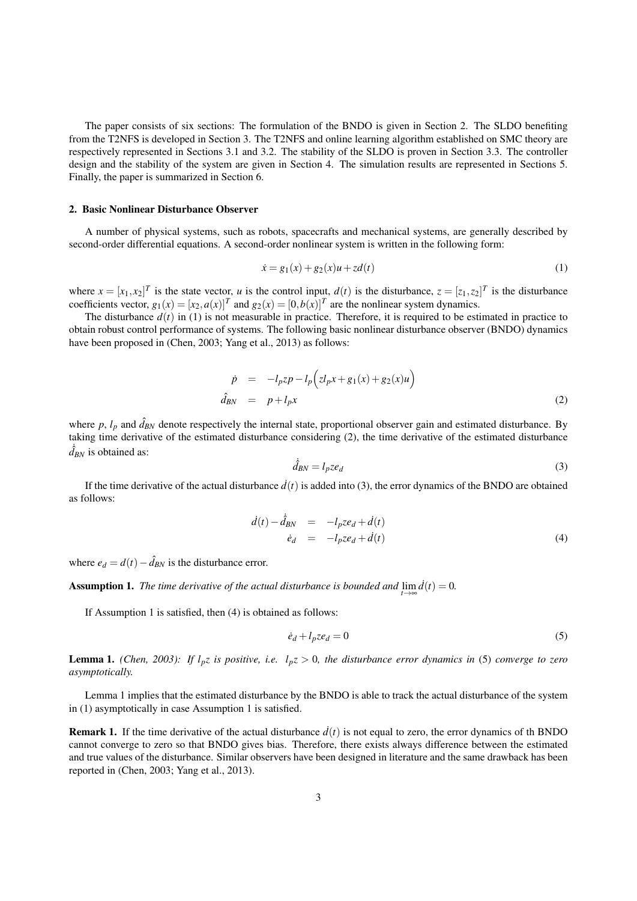The paper consists of six sections: The formulation of the BNDO is given in Section 2. The SLDO benefiting from the T2NFS is developed in Section 3. The T2NFS and online learning algorithm established on SMC theory are respectively represented in Sections 3.1 and 3.2. The stability of the SLDO is proven in Section 3.3. The controller design and the stability of the system are given in Section 4. The simulation results are represented in Sections 5. Finally, the paper is summarized in Section 6.

## 2. Basic Nonlinear Disturbance Observer

A number of physical systems, such as robots, spacecrafts and mechanical systems, are generally described by second-order differential equations. A second-order nonlinear system is written in the following form:

$$\dot{x} = g_1(x) + g_2(x)u + zd(t) \tag{1}$$

where $x = [x_1, x_2]^T$ is the state vector, $u$ is the control input, $d(t)$ is the disturbance, $z = [z_1, z_2]^T$ is the disturbance coefficients vector, $g_1(x) = [x_2, a(x)]^T$ and $g_2(x) = [0, b(x)]^T$ are the nonlinear system dynamics.

The disturbance $d(t)$ in (1) is not measurable in practice. Therefore, it is required to be estimated in practice to obtain robust control performance of systems. The following basic nonlinear disturbance observer (BNDO) dynamics have been proposed in (Chen, 2003; Yang et al., 2013) as follows:

$$\begin{aligned} \dot{p} &= -l_p z p - l_p \Big( z l_p x + g_1(x) + g_2(x) u \Big) \\ \hat{d}_{BN} &= p + l_p x \end{aligned} \tag{2}$$

where $p$, $l_p$ and $\hat{d}_{BN}$ denote respectively the internal state, proportional observer gain and estimated disturbance. By taking time derivative of the estimated disturbance considering (2), the time derivative of the estimated disturbance $\dot{\hat{d}}_{BN}$ is obtained as:

$$\dot{\hat{d}}_{BN} = l_p z e_d \tag{3}$$

If the time derivative of the actual disturbance $\dot{d}(t)$ is added into (3), the error dynamics of the BNDO are obtained as follows:

$$\begin{aligned} \dot{d}(t) - \dot{\hat{d}}_{BN} &= -l_p z e_d + \dot{d}(t) \\ \dot{e}_d &= -l_p z e_d + \dot{d}(t) \end{aligned} \tag{4}$$

where $e_d = d(t) - \hat{d}_{BN}$ is the disturbance error.

**Assumption 1.** *The time derivative of the actual disturbance is bounded and* $\lim_{t\to\infty} \dot{d}(t) = 0$.

If Assumption 1 is satisfied, then (4) is obtained as follows:

$$\dot{e}_d + l_p z e_d = 0 \tag{5}$$

**Lemma 1.** *(Chen, 2003): If $l_p z$ is positive, i.e. $l_p z > 0$, the disturbance error dynamics in (5) converge to zero asymptotically.*

Lemma 1 implies that the estimated disturbance by the BNDO is able to track the actual disturbance of the system in (1) asymptotically in case Assumption 1 is satisfied.

**Remark 1.** If the time derivative of the actual disturbance $\dot{d}(t)$ is not equal to zero, the error dynamics of th BNDO cannot converge to zero so that BNDO gives bias. Therefore, there exists always difference between the estimated and true values of the disturbance. Similar observers have been designed in literature and the same drawback has been reported in (Chen, 2003; Yang et al., 2013).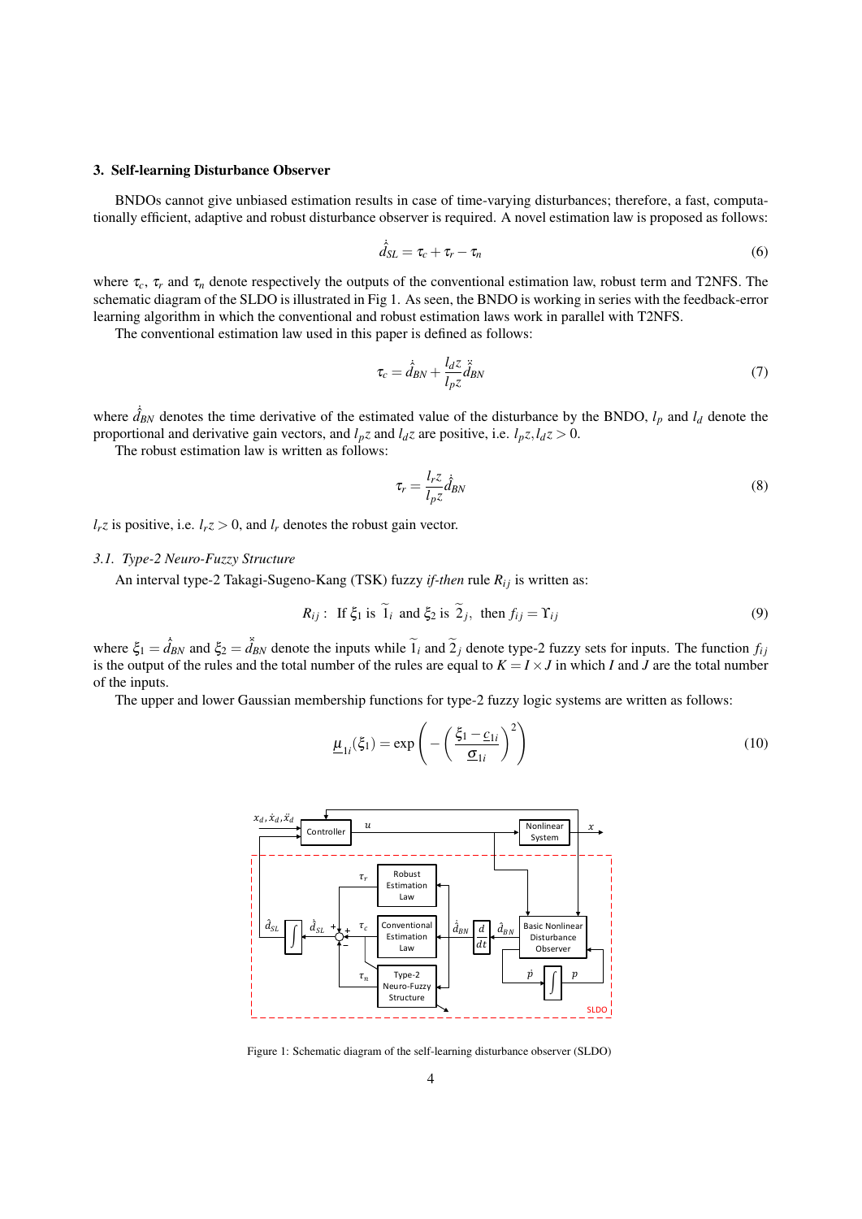### 3. Self-learning Disturbance Observer

BNDOs cannot give unbiased estimation results in case of time-varying disturbances; therefore, a fast, computationally efficient, adaptive and robust disturbance observer is required. A novel estimation law is proposed as follows:

$$\dot{\hat{d}}_{SL} = \tau_c + \tau_r - \tau_n \tag{6}$$

where $\tau_c$, $\tau_r$ and $\tau_n$ denote respectively the outputs of the conventional estimation law, robust term and T2NFS. The schematic diagram of the SLDO is illustrated in Fig 1. As seen, the BNDO is working in series with the feedback-error learning algorithm in which the conventional and robust estimation laws work in parallel with T2NFS.

The conventional estimation law used in this paper is defined as follows:

$$\tau_c = \dot{\hat{d}}_{BN} + \frac{l_d z}{l_p z}\ddot{\hat{d}}_{BN} \tag{7}$$

where $\dot{\hat{d}}_{BN}$ denotes the time derivative of the estimated value of the disturbance by the BNDO, $l_p$ and $l_d$ denote the proportional and derivative gain vectors, and $l_p z$ and $l_d z$ are positive, i.e. $l_p z, l_d z > 0$.

The robust estimation law is written as follows:

$$\tau_r = \frac{l_r z}{l_p z}\dot{\hat{d}}_{BN} \tag{8}$$

$l_r z$ is positive, i.e. $l_r z > 0$, and $l_r$ denotes the robust gain vector.

#### 3.1. Type-2 Neuro-Fuzzy Structure

An interval type-2 Takagi-Sugeno-Kang (TSK) fuzzy *if-then* rule $R_{ij}$ is written as:

$$R_{ij}: \text{ If } \xi_1 \text{ is } \tilde{1}_i \text{ and } \xi_2 \text{ is } \tilde{2}_j, \text{ then } f_{ij} = \Upsilon_{ij} \tag{9}$$

where $\xi_1 = \dot{\hat{d}}_{BN}$ and $\xi_2 = \ddot{\hat{d}}_{BN}$ denote the inputs while $\tilde{1}_i$ and $\tilde{2}_j$ denote type-2 fuzzy sets for inputs. The function $f_{ij}$ is the output of the rules and the total number of the rules are equal to $K = I \times J$ in which $I$ and $J$ are the total number of the inputs.

The upper and lower Gaussian membership functions for type-2 fuzzy logic systems are written as follows:

$$\underline{\mu}_{1i}(\xi_1) = \exp\left(-\left(\frac{\xi_1 - \underline{c}_{1i}}{\underline{\sigma}_{1i}}\right)^2\right) \tag{10}$$

Figure 1: Schematic diagram of the self-learning disturbance observer (SLDO)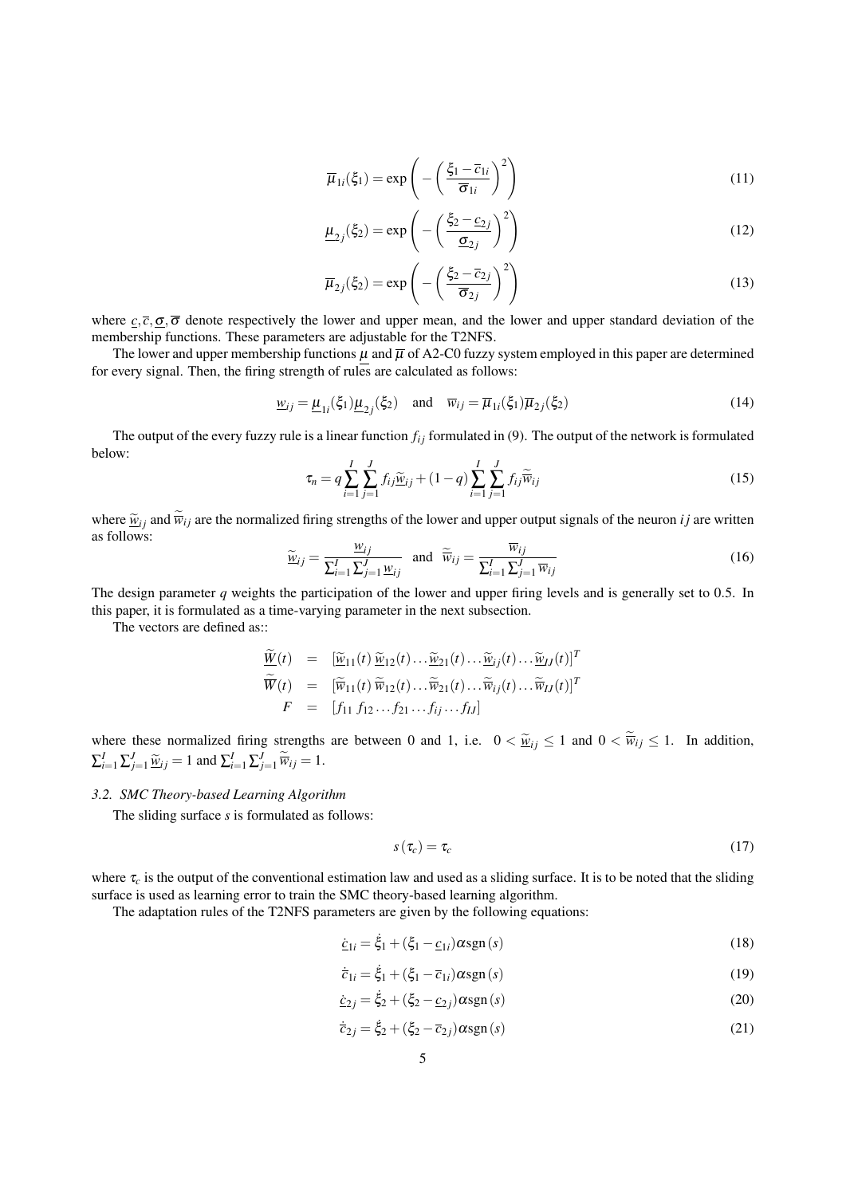$$\overline{\mu}_{1i}(\xi_1) = \exp\left(-\left(\frac{\xi_1 - \overline{c}_{1i}}{\overline{\sigma}_{1i}}\right)^2\right) \tag{11}$$

$$\underline{\mu}_{2j}(\xi_2) = \exp\left(-\left(\frac{\xi_2 - \underline{c}_{2j}}{\underline{\sigma}_{2j}}\right)^2\right) \tag{12}$$

$$\overline{\mu}_{2j}(\xi_2) = \exp\left(-\left(\frac{\xi_2 - \overline{c}_{2j}}{\overline{\sigma}_{2j}}\right)^2\right) \tag{13}$$

where $\underline{c}, \overline{c}, \underline{\sigma}, \overline{\sigma}$ denote respectively the lower and upper mean, and the lower and upper standard deviation of the membership functions. These parameters are adjustable for the T2NFS.

The lower and upper membership functions $\underline{\mu}$ and $\overline{\mu}$ of A2-C0 fuzzy system employed in this paper are determined for every signal. Then, the firing strength of rules are calculated as follows:

$$\underline{w}_{ij} = \underline{\mu}_{1i}(\xi_1)\underline{\mu}_{2j}(\xi_2) \quad \text{and} \quad \overline{w}_{ij} = \overline{\mu}_{1i}(\xi_1)\overline{\mu}_{2j}(\xi_2) \tag{14}$$

The output of the every fuzzy rule is a linear function $f_{ij}$ formulated in (9). The output of the network is formulated below:

$$\tau_n = q\sum_{i=1}^{I}\sum_{j=1}^{J} f_{ij}\widetilde{\underline{w}}_{ij} + (1-q)\sum_{i=1}^{I}\sum_{j=1}^{J} f_{ij}\widetilde{\overline{w}}_{ij} \tag{15}$$

where $\widetilde{\underline{w}}_{ij}$ and $\widetilde{\overline{w}}_{ij}$ are the normalized firing strengths of the lower and upper output signals of the neuron $ij$ are written as follows:

$$\widetilde{\underline{w}}_{ij} = \frac{\underline{w}_{ij}}{\sum_{i=1}^{I}\sum_{j=1}^{J}\underline{w}_{ij}} \quad \text{and} \quad \widetilde{\overline{w}}_{ij} = \frac{\overline{w}_{ij}}{\sum_{i=1}^{I}\sum_{j=1}^{J}\overline{w}_{ij}} \tag{16}$$

The design parameter $q$ weights the participation of the lower and upper firing levels and is generally set to 0.5. In this paper, it is formulated as a time-varying parameter in the next subsection.

The vectors are defined as::

$$\begin{aligned}
\widetilde{\underline{W}}(t) &= [\widetilde{\underline{w}}_{11}(t)\,\widetilde{\underline{w}}_{12}(t)\ldots\widetilde{\underline{w}}_{21}(t)\ldots\widetilde{\underline{w}}_{ij}(t)\ldots\widetilde{\underline{w}}_{IJ}(t)]^T \\
\widetilde{\overline{W}}(t) &= [\widetilde{\overline{w}}_{11}(t)\,\widetilde{\overline{w}}_{12}(t)\ldots\widetilde{\overline{w}}_{21}(t)\ldots\widetilde{\overline{w}}_{ij}(t)\ldots\widetilde{\overline{w}}_{IJ}(t)]^T \\
F &= [f_{11}\,f_{12}\ldots f_{21}\ldots f_{ij}\ldots f_{IJ}]
\end{aligned}$$

where these normalized firing strengths are between 0 and 1, i.e. $0 < \widetilde{\underline{w}}_{ij} \leq 1$ and $0 < \widetilde{\overline{w}}_{ij} \leq 1$. In addition, $\sum_{i=1}^{I}\sum_{j=1}^{J}\widetilde{\underline{w}}_{ij} = 1$ and $\sum_{i=1}^{I}\sum_{j=1}^{J}\widetilde{\overline{w}}_{ij} = 1$.

### 3.2. SMC Theory-based Learning Algorithm

The sliding surface $s$ is formulated as follows:

$$s(\tau_c) = \tau_c \tag{17}$$

where $\tau_c$ is the output of the conventional estimation law and used as a sliding surface. It is to be noted that the sliding surface is used as learning error to train the SMC theory-based learning algorithm.

The adaptation rules of the T2NFS parameters are given by the following equations:

$$\dot{\underline{c}}_{1i} = \dot{\xi}_1 + (\xi_1 - \underline{c}_{1i})\alpha\,\text{sgn}(s) \tag{18}$$

$$\dot{\overline{c}}_{1i} = \dot{\xi}_1 + (\xi_1 - \overline{c}_{1i})\alpha\,\text{sgn}(s) \tag{19}$$

$$\dot{\underline{c}}_{2j} = \dot{\xi}_2 + (\xi_2 - \underline{c}_{2j})\alpha\,\text{sgn}(s) \tag{20}$$

$$\dot{\overline{c}}_{2j} = \dot{\xi}_2 + (\xi_2 - \overline{c}_{2j})\alpha\,\text{sgn}(s) \tag{21}$$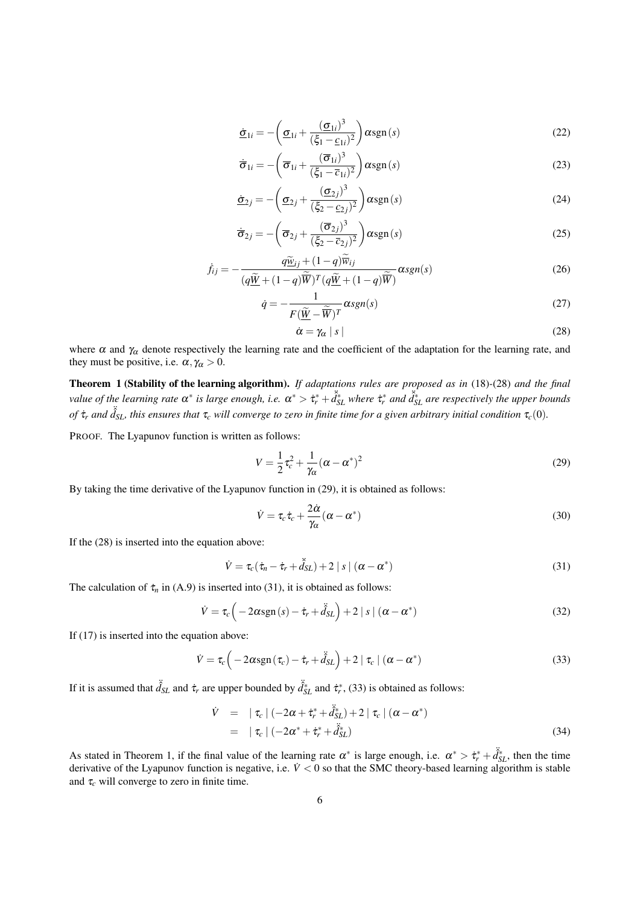$$\dot{\underline{\sigma}}_{1i} = -\left(\underline{\sigma}_{1i} + \frac{(\underline{\sigma}_{1i})^3}{(\xi_1 - \underline{c}_{1i})^2}\right)\alpha \text{sgn}(s) \tag{22}$$

$$\dot{\overline{\sigma}}_{1i} = -\left(\overline{\sigma}_{1i} + \frac{(\overline{\sigma}_{1i})^3}{(\xi_1 - \overline{c}_{1i})^2}\right)\alpha \text{sgn}(s) \tag{23}$$

$$\dot{\underline{\sigma}}_{2j} = -\left(\underline{\sigma}_{2j} + \frac{(\underline{\sigma}_{2j})^3}{(\xi_2 - \underline{c}_{2j})^2}\right)\alpha \text{sgn}(s) \tag{24}$$

$$\dot{\overline{\sigma}}_{2j} = -\left(\overline{\sigma}_{2j} + \frac{(\overline{\sigma}_{2j})^3}{(\xi_2 - \overline{c}_{2j})^2}\right)\alpha \text{sgn}(s) \tag{25}$$

$$\dot{f}_{ij} = -\frac{q\underline{\widetilde{w}}_{ij} + (1-q)\overline{\widetilde{w}}_{ij}}{(q\underline{\widetilde{W}} + (1-q)\overline{\widetilde{W}})^T (q\underline{\widetilde{W}} + (1-q)\overline{\widetilde{W}})}\alpha sgn(s) \tag{26}$$

$$\dot{q} = -\frac{1}{F(\underline{\widetilde{W}} - \overline{\widetilde{W}})^T}\alpha sgn(s) \tag{27}$$

$$\dot{\alpha} = \gamma_\alpha \mid s \mid \tag{28}$$

where $\alpha$ and $\gamma_\alpha$ denote respectively the learning rate and the coefficient of the adaptation for the learning rate, and they must be positive, i.e. $\alpha, \gamma_\alpha > 0$.

**Theorem 1 (Stability of the learning algorithm).** *If adaptations rules are proposed as in* (18)-(28) *and the final value of the learning rate $\alpha^*$ is large enough, i.e. $\alpha^* > \dot{\tau}_r^* + \ddot{\dot{d}}_{SL}^*$ where $\dot{\tau}_r^*$ and $\ddot{\dot{d}}_{SL}^*$ are respectively the upper bounds of $\dot{\tau}_r$ and $\ddot{\dot{d}}_{SL}$, this ensures that $\tau_c$ will converge to zero in finite time for a given arbitrary initial condition $\tau_c(0)$.*

PROOF. The Lyapunov function is written as follows:

$$V = \frac{1}{2}\tau_c^2 + \frac{1}{\gamma_\alpha}(\alpha - \alpha^*)^2 \tag{29}$$

By taking the time derivative of the Lyapunov function in (29), it is obtained as follows:

$$\dot{V} = \tau_c \dot{\tau}_c + \frac{2\dot{\alpha}}{\gamma_\alpha}(\alpha - \alpha^*) \tag{30}$$

If the (28) is inserted into the equation above:

$$\dot{V} = \tau_c(\dot{\tau}_n - \dot{\tau}_r + \ddot{\dot{d}}_{SL}) + 2 \mid s \mid (\alpha - \alpha^*) \tag{31}$$

The calculation of $\dot{\tau}_n$ in (A.9) is inserted into (31), it is obtained as follows:

$$\dot{V} = \tau_c\Big(-2\alpha \text{sgn}(s) - \dot{\tau}_r + \ddot{\dot{d}}_{SL}\Big) + 2 \mid s \mid (\alpha - \alpha^*) \tag{32}$$

If (17) is inserted into the equation above:

$$\dot{V} = \tau_c\Big(-2\alpha \text{sgn}(\tau_c) - \dot{\tau}_r + \ddot{\dot{d}}_{SL}\Big) + 2 \mid \tau_c \mid (\alpha - \alpha^*) \tag{33}$$

If it is assumed that $\ddot{\dot{d}}_{SL}$ and $\dot{\tau}_r$ are upper bounded by $\ddot{\dot{d}}_{SL}^*$ and $\dot{\tau}_r^*$, (33) is obtained as follows:

$$\begin{aligned} \dot{V} &= \mid \tau_c \mid (-2\alpha + \dot{\tau}_r^* + \ddot{\dot{d}}_{SL}^*) + 2 \mid \tau_c \mid (\alpha - \alpha^*) \\ &= \mid \tau_c \mid (-2\alpha^* + \dot{\tau}_r^* + \ddot{\dot{d}}_{SL}^*) \end{aligned} \tag{34}$$

As stated in Theorem 1, if the final value of the learning rate $\alpha^*$ is large enough, i.e. $\alpha^* > \dot{\tau}_r^* + \ddot{\dot{d}}_{SL}^*$, then the time derivative of the Lyapunov function is negative, i.e. $\dot{V} < 0$ so that the SMC theory-based learning algorithm is stable and $\tau_c$ will converge to zero in finite time.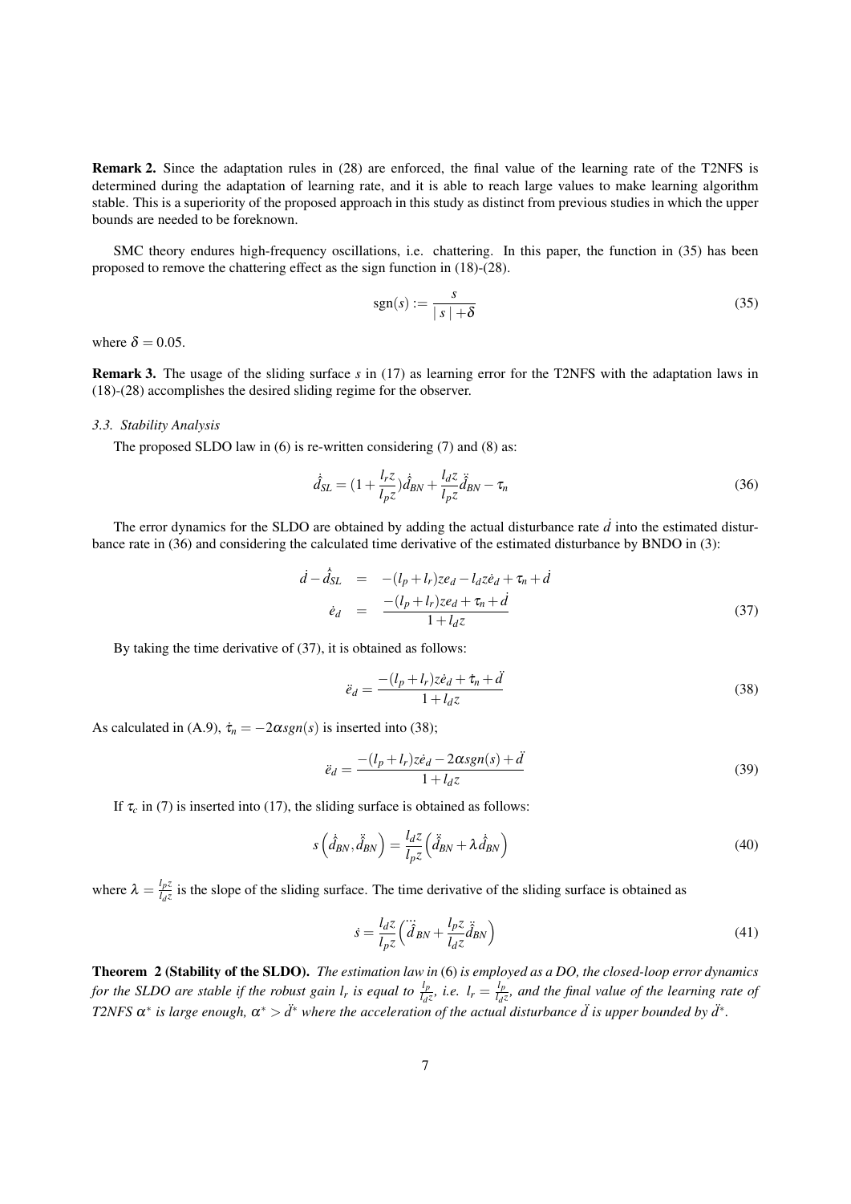**Remark 2.** Since the adaptation rules in (28) are enforced, the final value of the learning rate of the T2NFS is determined during the adaptation of learning rate, and it is able to reach large values to make learning algorithm stable. This is a superiority of the proposed approach in this study as distinct from previous studies in which the upper bounds are needed to be foreknown.

SMC theory endures high-frequency oscillations, i.e. chattering. In this paper, the function in (35) has been proposed to remove the chattering effect as the sign function in (18)-(28).

$$\operatorname{sgn}(s) := \frac{s}{|s| + \delta} \tag{35}$$

where $\delta = 0.05$.

**Remark 3.** The usage of the sliding surface $s$ in (17) as learning error for the T2NFS with the adaptation laws in (18)-(28) accomplishes the desired sliding regime for the observer.

### *3.3. Stability Analysis*

The proposed SLDO law in (6) is re-written considering (7) and (8) as:

$$\dot{\hat{d}}_{SL} = \left(1 + \frac{l_r z}{l_p z}\right)\dot{\hat{d}}_{BN} + \frac{l_d z}{l_p z}\ddot{\hat{d}}_{BN} - \tau_n \tag{36}$$

The error dynamics for the SLDO are obtained by adding the actual disturbance rate $\dot{d}$ into the estimated disturbance rate in (36) and considering the calculated time derivative of the estimated disturbance by BNDO in (3):

$$\begin{aligned} \dot{d} - \dot{\hat{d}}_{SL} &= -(l_p + l_r) z e_d - l_d z \dot{e}_d + \tau_n + \dot{d} \\ \dot{e}_d &= \frac{-(l_p + l_r) z e_d + \tau_n + \dot{d}}{1 + l_d z} \end{aligned} \tag{37}$$

By taking the time derivative of (37), it is obtained as follows:

$$\ddot{e}_d = \frac{-(l_p + l_r) z \dot{e}_d + \dot{\tau}_n + \ddot{d}}{1 + l_d z} \tag{38}$$

As calculated in (A.9), $\dot{\tau}_n = -2\alpha sgn(s)$ is inserted into (38);

$$\ddot{e}_d = \frac{-(l_p + l_r) z \dot{e}_d - 2\alpha sgn(s) + \ddot{d}}{1 + l_d z} \tag{39}$$

If $\tau_c$ in (7) is inserted into (17), the sliding surface is obtained as follows:

$$s\left(\dot{\hat{d}}_{BN}, \ddot{\hat{d}}_{BN}\right) = \frac{l_d z}{l_p z}\left(\ddot{\hat{d}}_{BN} + \lambda \dot{\hat{d}}_{BN}\right) \tag{40}$$

where $\lambda = \frac{l_p z}{l_d z}$ is the slope of the sliding surface. The time derivative of the sliding surface is obtained as

$$\dot{s} = \frac{l_d z}{l_p z}\left(\dddot{\hat{d}}_{BN} + \frac{l_p z}{l_d z}\ddot{\hat{d}}_{BN}\right) \tag{41}$$

**Theorem 2 (Stability of the SLDO).** *The estimation law in* (6) *is employed as a DO, the closed-loop error dynamics for the SLDO are stable if the robust gain $l_r$ is equal to $\frac{l_p}{l_d z}$, i.e. $l_r = \frac{l_p}{l_d z}$, and the final value of the learning rate of T2NFS $\alpha^*$ is large enough, $\alpha^* > \ddot{d}^*$ where the acceleration of the actual disturbance $\ddot{d}$ is upper bounded by $\ddot{d}^*$.*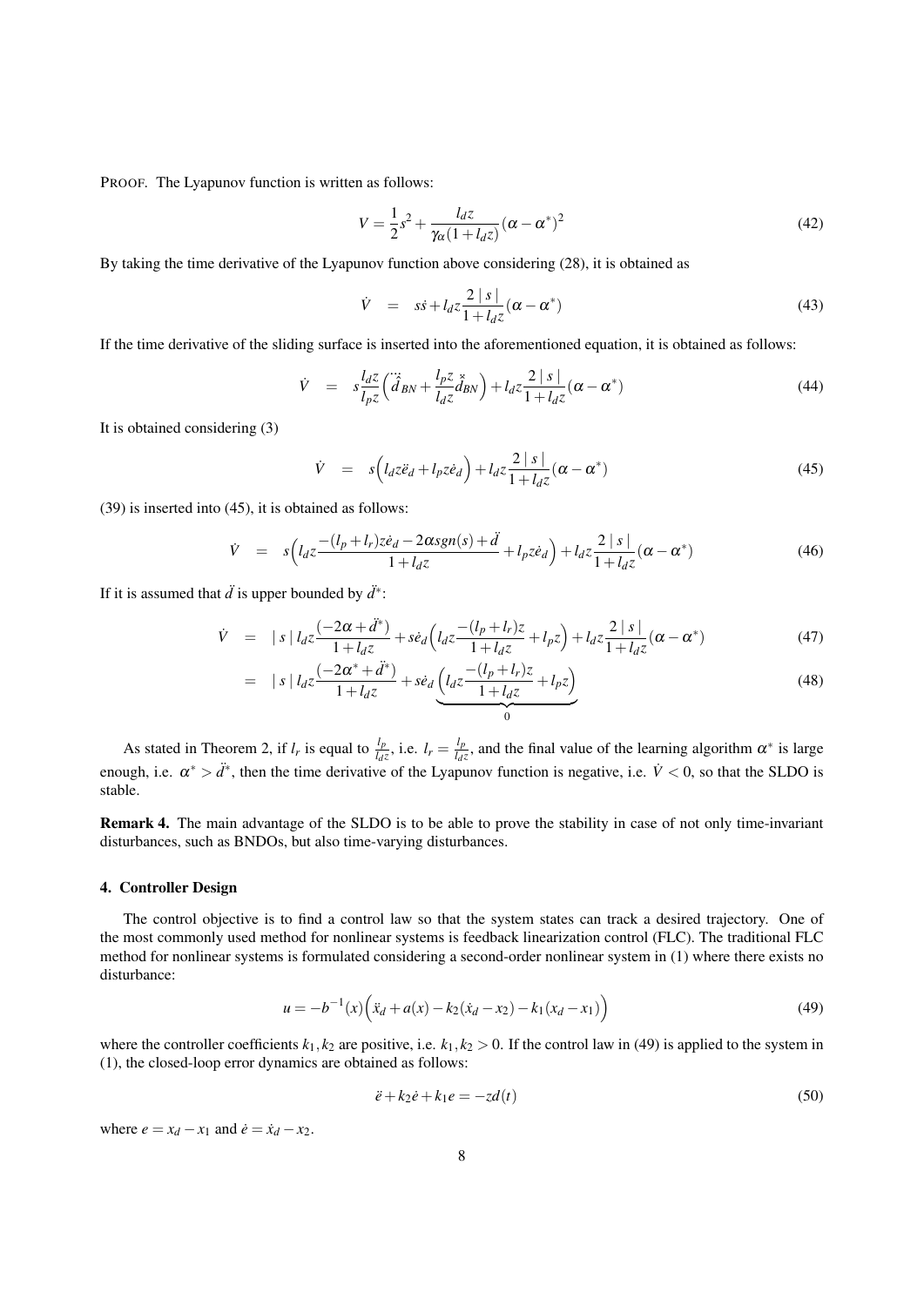PROOF. The Lyapunov function is written as follows:

$$V = \frac{1}{2}s^2 + \frac{l_d z}{\gamma_\alpha(1+l_d z)}(\alpha - \alpha^*)^2 \tag{42}$$

By taking the time derivative of the Lyapunov function above considering (28), it is obtained as

$$\dot{V} \quad = \quad s\dot{s} + l_d z \frac{2 \mid s \mid}{1+l_d z}(\alpha - \alpha^*) \tag{43}$$

If the time derivative of the sliding surface is inserted into the aforementioned equation, it is obtained as follows:

$$\dot{V} \quad = \quad s\frac{l_d z}{l_p z}\Big(\ddot{\tilde{d}}_{BN} + \frac{l_p z}{l_d z}\dot{\tilde{d}}_{BN}\Big) + l_d z \frac{2 \mid s \mid}{1+l_d z}(\alpha - \alpha^*) \tag{44}$$

It is obtained considering (3)

$$\dot{V} \quad = \quad s\Big(l_d z \ddot{e}_d + l_p z \dot{e}_d\Big) + l_d z \frac{2 \mid s \mid}{1+l_d z}(\alpha - \alpha^*) \tag{45}$$

(39) is inserted into (45), it is obtained as follows:

$$\dot{V} \quad = \quad s\Big(l_d z \frac{-(l_p + l_r) z \dot{e}_d - 2\alpha sgn(s) + \ddot{d}}{1+l_d z} + l_p z \dot{e}_d\Big) + l_d z \frac{2 \mid s \mid}{1+l_d z}(\alpha - \alpha^*) \tag{46}$$

If it is assumed that $\ddot{d}$ is upper bounded by $\ddot{d}^*$:

$$\dot{V} \quad = \quad \mid s \mid l_d z \frac{(-2\alpha + \ddot{d}^*)}{1+l_d z} + s\dot{e}_d\Big(l_d z \frac{-(l_p + l_r) z}{1+l_d z} + l_p z\Big) + l_d z \frac{2 \mid s \mid}{1+l_d z}(\alpha - \alpha^*) \tag{47}$$

$$= \quad \mid s \mid l_d z \frac{(-2\alpha^* + \ddot{d}^*)}{1+l_d z} + s\dot{e}_d \underbrace{\Big(l_d z \frac{-(l_p + l_r) z}{1+l_d z} + l_p z\Big)}_{0} \tag{48}$$

As stated in Theorem 2, if $l_r$ is equal to $\frac{l_p}{l_d z}$, i.e. $l_r = \frac{l_p}{l_d z}$, and the final value of the learning algorithm $\alpha^*$ is large enough, i.e. $\alpha^* > \ddot{d}^*$, then the time derivative of the Lyapunov function is negative, i.e. $\dot{V} < 0$, so that the SLDO is stable.

**Remark 4.** The main advantage of the SLDO is to be able to prove the stability in case of not only time-invariant disturbances, such as BNDOs, but also time-varying disturbances.

### 4. Controller Design

The control objective is to find a control law so that the system states can track a desired trajectory. One of the most commonly used method for nonlinear systems is feedback linearization control (FLC). The traditional FLC method for nonlinear systems is formulated considering a second-order nonlinear system in (1) where there exists no disturbance:

$$u = -b^{-1}(x)\Big(\ddot{x}_d + a(x) - k_2(\dot{x}_d - x_2) - k_1(x_d - x_1)\Big) \tag{49}$$

where the controller coefficients $k_1, k_2$ are positive, i.e. $k_1, k_2 > 0$. If the control law in (49) is applied to the system in (1), the closed-loop error dynamics are obtained as follows:

$$\ddot{e} + k_2\dot{e} + k_1 e = -zd(t) \tag{50}$$

where $e = x_d - x_1$ and $\dot{e} = \dot{x}_d - x_2$.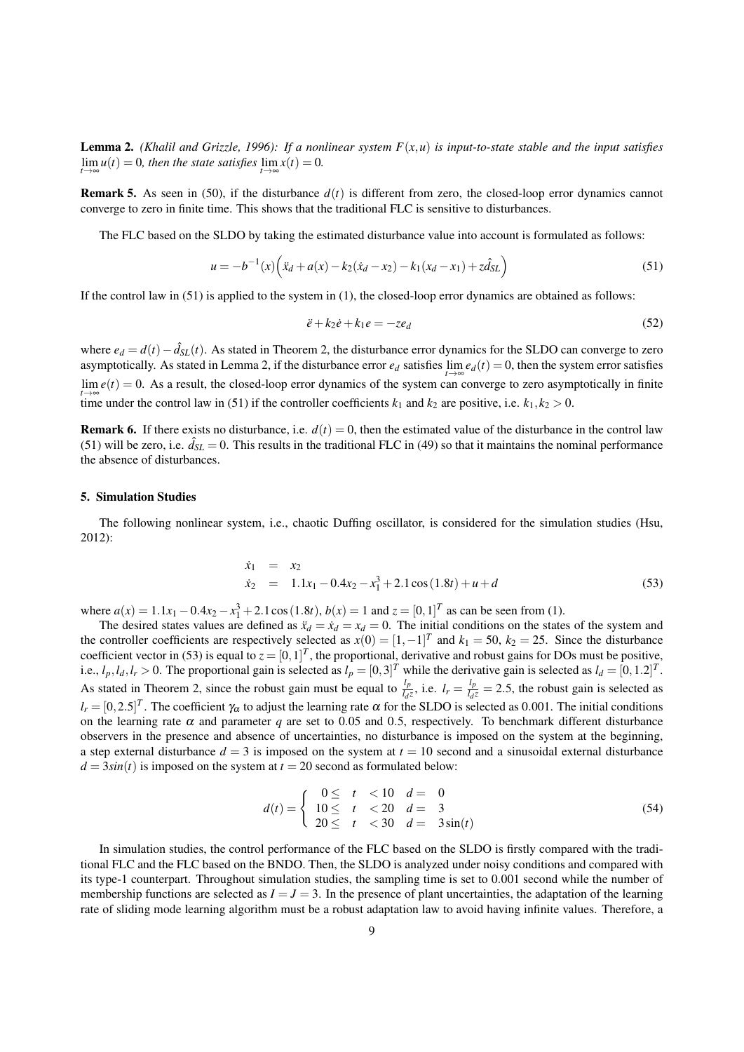**Lemma 2.** *(Khalil and Grizzle, 1996): If a nonlinear system $F(x,u)$ is input-to-state stable and the input satisfies $\lim_{t\to\infty} u(t) = 0$, then the state satisfies $\lim_{t\to\infty} x(t) = 0$.*

**Remark 5.** As seen in (50), if the disturbance $d(t)$ is different from zero, the closed-loop error dynamics cannot converge to zero in finite time. This shows that the traditional FLC is sensitive to disturbances.

The FLC based on the SLDO by taking the estimated disturbance value into account is formulated as follows:

$$u = -b^{-1}(x)\Big(\ddot{x}_d + a(x) - k_2(\dot{x}_d - x_2) - k_1(x_d - x_1) + z\hat{d}_{SL}\Big) \tag{51}$$

If the control law in (51) is applied to the system in (1), the closed-loop error dynamics are obtained as follows:

$$\ddot{e} + k_2\dot{e} + k_1 e = -ze_d \tag{52}$$

where $e_d = d(t) - \hat{d}_{SL}(t)$. As stated in Theorem 2, the disturbance error dynamics for the SLDO can converge to zero asymptotically. As stated in Lemma 2, if the disturbance error $e_d$ satisfies $\lim_{t\to\infty} e_d(t) = 0$, then the system error satisfies $\lim_{t\to\infty} e(t) = 0$. As a result, the closed-loop error dynamics of the system can converge to zero asymptotically in finite time under the control law in (51) if the controller coefficients $k_1$ and $k_2$ are positive, i.e. $k_1, k_2 > 0$.

**Remark 6.** If there exists no disturbance, i.e. $d(t) = 0$, then the estimated value of the disturbance in the control law (51) will be zero, i.e. $\hat{d}_{SL} = 0$. This results in the traditional FLC in (49) so that it maintains the nominal performance the absence of disturbances.

## 5. Simulation Studies

The following nonlinear system, i.e., chaotic Duffing oscillator, is considered for the simulation studies (Hsu, 2012):

$$\begin{aligned}
\dot{x}_1 &= x_2 \\
\dot{x}_2 &= 1.1x_1 - 0.4x_2 - x_1^3 + 2.1\cos(1.8t) + u + d
\end{aligned} \tag{53}$$

where $a(x) = 1.1x_1 - 0.4x_2 - x_1^3 + 2.1\cos(1.8t)$, $b(x) = 1$ and $z = [0,1]^T$ as can be seen from (1).

The desired states values are defined as $\ddot{x}_d = \dot{x}_d = x_d = 0$. The initial conditions on the states of the system and the controller coefficients are respectively selected as $x(0) = [1,-1]^T$ and $k_1 = 50$, $k_2 = 25$. Since the disturbance coefficient vector in (53) is equal to $z = [0,1]^T$, the proportional, derivative and robust gains for DOs must be positive, i.e., $l_p, l_d, l_r > 0$. The proportional gain is selected as $l_p = [0,3]^T$ while the derivative gain is selected as $l_d = [0,1.2]^T$. As stated in Theorem 2, since the robust gain must be equal to $\frac{l_p}{l_d z}$, i.e. $l_r = \frac{l_p}{l_d z} = 2.5$, the robust gain is selected as $l_r = [0,2.5]^T$. The coefficient $\gamma_\alpha$ to adjust the learning rate $\alpha$ for the SLDO is selected as 0.001. The initial conditions on the learning rate $\alpha$ and parameter $q$ are set to 0.05 and 0.5, respectively. To benchmark different disturbance observers in the presence and absence of uncertainties, no disturbance is imposed on the system at the beginning, a step external disturbance $d = 3$ is imposed on the system at $t = 10$ second and a sinusoidal external disturbance $d = 3sin(t)$ is imposed on the system at $t = 20$ second as formulated below:

$$d(t) = \begin{cases} 0 \leq & t & < 10 & d = & 0 \\ 10 \leq & t & < 20 & d = & 3 \\ 20 \leq & t & < 30 & d = & 3\sin(t) \end{cases} \tag{54}$$

In simulation studies, the control performance of the FLC based on the SLDO is firstly compared with the traditional FLC and the FLC based on the BNDO. Then, the SLDO is analyzed under noisy conditions and compared with its type-1 counterpart. Throughout simulation studies, the sampling time is set to 0.001 second while the number of membership functions are selected as $I = J = 3$. In the presence of plant uncertainties, the adaptation of the learning rate of sliding mode learning algorithm must be a robust adaptation law to avoid having infinite values. Therefore, a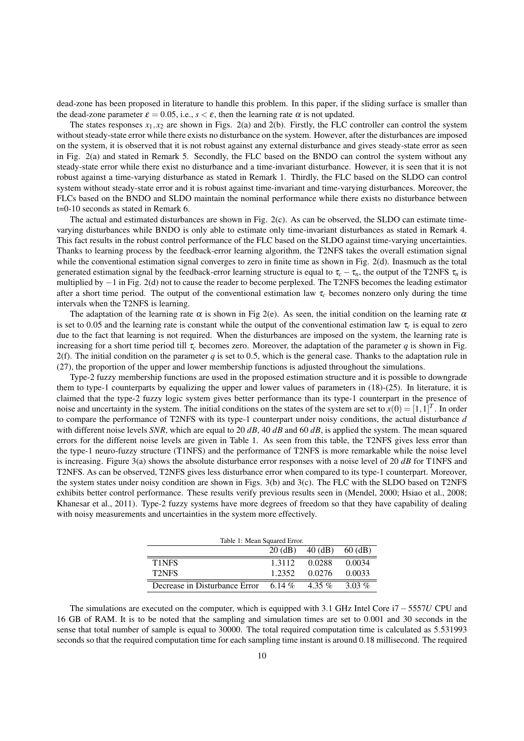dead-zone has been proposed in literature to handle this problem. In this paper, if the sliding surface is smaller than the dead-zone parameter $\varepsilon = 0.05$, i.e., $s < \varepsilon$, then the learning rate $\alpha$ is not updated.

The states responses $x_1, x_2$ are shown in Figs. 2(a) and 2(b). Firstly, the FLC controller can control the system without steady-state error while there exists no disturbance on the system. However, after the disturbances are imposed on the system, it is observed that it is not robust against any external disturbance and gives steady-state error as seen in Fig. 2(a) and stated in Remark 5. Secondly, the FLC based on the BNDO can control the system without any steady-state error while there exist no disturbance and a time-invariant disturbance. However, it is seen that it is not robust against a time-varying disturbance as stated in Remark 1. Thirdly, the FLC based on the SLDO can control system without steady-state error and it is robust against time-invariant and time-varying disturbances. Moreover, the FLCs based on the BNDO and SLDO maintain the nominal performance while there exists no disturbance between t=0-10 seconds as stated in Remark 6.

The actual and estimated disturbances are shown in Fig. 2(c). As can be observed, the SLDO can estimate time-varying disturbances while BNDO is only able to estimate only time-invariant disturbances as stated in Remark 4. This fact results in the robust control performance of the FLC based on the SLDO against time-varying uncertainties. Thanks to learning process by the feedback-error learning algorithm, the T2NFS takes the overall estimation signal while the conventional estimation signal converges to zero in finite time as shown in Fig. 2(d). Inasmuch as the total generated estimation signal by the feedback-error learning structure is equal to $\tau_c - \tau_n$, the output of the T2NFS $\tau_n$ is multiplied by $-1$ in Fig. 2(d) not to cause the reader to become perplexed. The T2NFS becomes the leading estimator after a short time period. The output of the conventional estimation law $\tau_c$ becomes nonzero only during the time intervals when the T2NFS is learning.

The adaptation of the learning rate $\alpha$ is shown in Fig 2(e). As seen, the initial condition on the learning rate $\alpha$ is set to 0.05 and the learning rate is constant while the output of the conventional estimation law $\tau_c$ is equal to zero due to the fact that learning is not required. When the disturbances are imposed on the system, the learning rate is increasing for a short time period till $\tau_c$ becomes zero. Moreover, the adaptation of the parameter $q$ is shown in Fig. 2(f). The initial condition on the parameter $q$ is set to 0.5, which is the general case. Thanks to the adaptation rule in (27), the proportion of the upper and lower membership functions is adjusted throughout the simulations.

Type-2 fuzzy membership functions are used in the proposed estimation structure and it is possible to downgrade them to type-1 counterparts by equalizing the upper and lower values of parameters in (18)-(25). In literature, it is claimed that the type-2 fuzzy logic system gives better performance than its type-1 counterpart in the presence of noise and uncertainty in the system. The initial conditions on the states of the system are set to $x(0) = [1, 1]^T$. In order to compare the performance of T2NFS with its type-1 counterpart under noisy conditions, the actual disturbance $d$ with different noise levels *SNR*, which are equal to 20 $dB$, 40 $dB$ and 60 $dB$, is applied the system. The mean squared errors for the different noise levels are given in Table 1. As seen from this table, the T2NFS gives less error than the type-1 neuro-fuzzy structure (T1NFS) and the performance of T2NFS is more remarkable while the noise level is increasing. Figure 3(a) shows the absolute disturbance error responses with a noise level of 20 $dB$ for T1NFS and T2NFS. As can be observed, T2NFS gives less disturbance error when compared to its type-1 counterpart. Moreover, the system states under noisy condition are shown in Figs. 3(b) and 3(c). The FLC with the SLDO based on T2NFS exhibits better control performance. These results verify previous results seen in (Mendel, 2000; Hsiao et al., 2008; Khanesar et al., 2011). Type-2 fuzzy systems have more degrees of freedom so that they have capability of dealing with noisy measurements and uncertainties in the system more effectively.

Table 1: Mean Squared Error.

| | 20 (dB) | 40 (dB) | 60 (dB) |
|---|---|---|---|
| T1NFS | 1.3112 | 0.0288 | 0.0034 |
| T2NFS | 1.2352 | 0.0276 | 0.0033 |
| Decrease in Disturbance Error | 6.14 % | 4.35 % | 3.03 % |

The simulations are executed on the computer, which is equipped with 3.1 GHz Intel Core i7 − 5557$U$ CPU and 16 GB of RAM. It is to be noted that the sampling and simulation times are set to 0.001 and 30 seconds in the sense that total number of sample is equal to 30000. The total required computation time is calculated as 5.531993 seconds so that the required computation time for each sampling time instant is around 0.18 millisecond. The required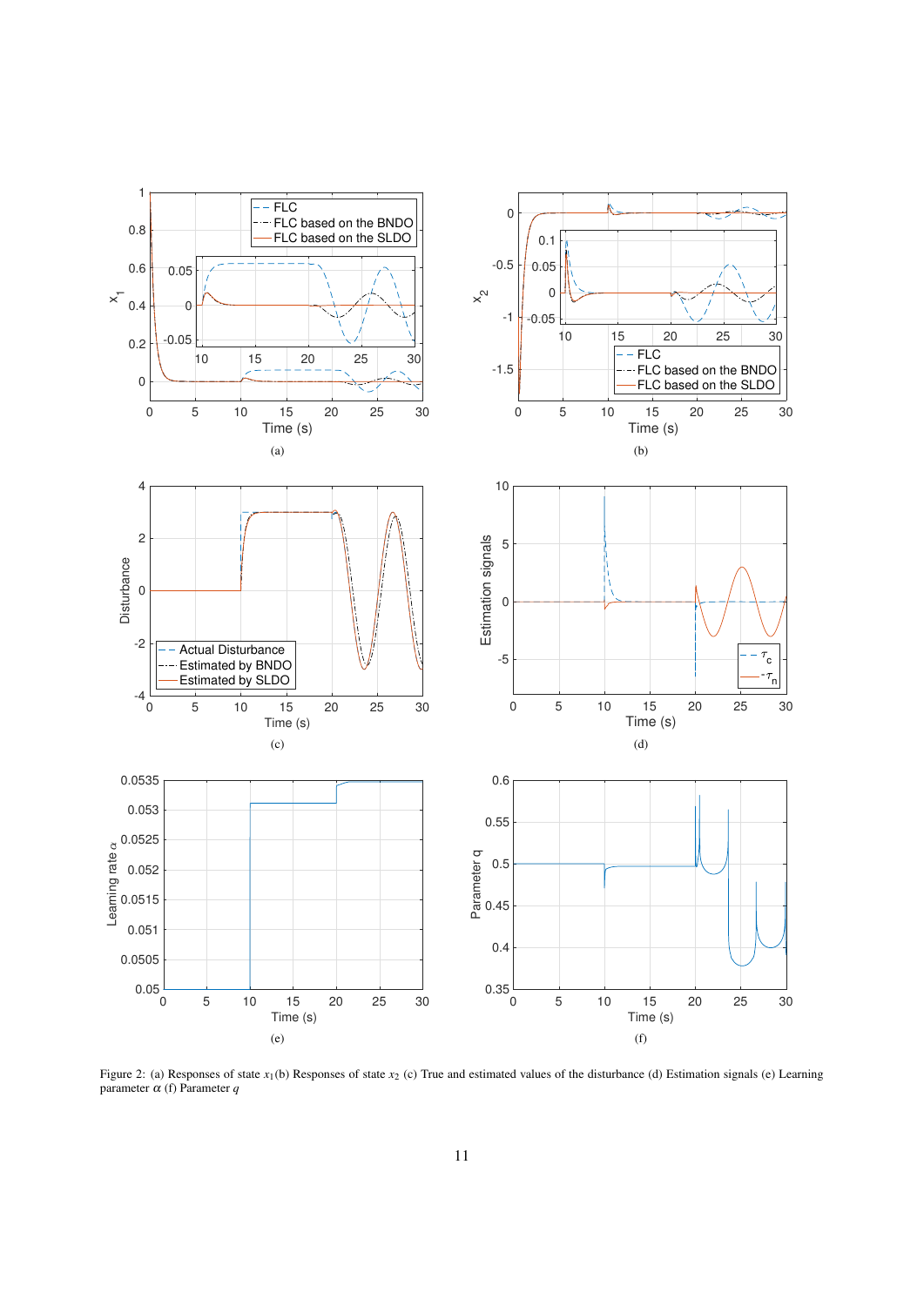Figure 2: (a) Responses of state $x_1$(b) Responses of state $x_2$ (c) True and estimated values of the disturbance (d) Estimation signals (e) Learning parameter $\alpha$ (f) Parameter $q$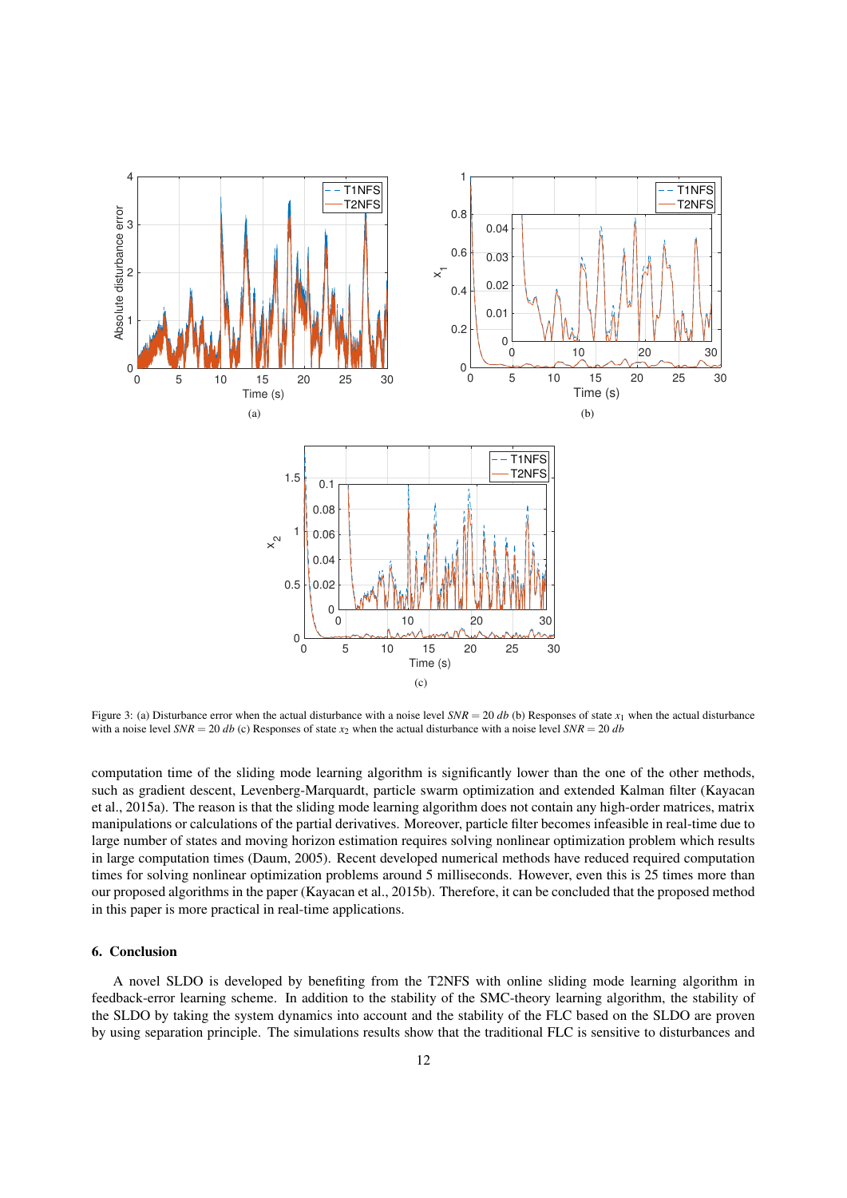Figure 3: (a) Disturbance error when the actual disturbance with a noise level $SNR = 20\ db$ (b) Responses of state $x_1$ when the actual disturbance with a noise level $SNR = 20\ db$ (c) Responses of state $x_2$ when the actual disturbance with a noise level $SNR = 20\ db$

computation time of the sliding mode learning algorithm is significantly lower than the one of the other methods, such as gradient descent, Levenberg-Marquardt, particle swarm optimization and extended Kalman filter (Kayacan et al., 2015a). The reason is that the sliding mode learning algorithm does not contain any high-order matrices, matrix manipulations or calculations of the partial derivatives. Moreover, particle filter becomes infeasible in real-time due to large number of states and moving horizon estimation requires solving nonlinear optimization problem which results in large computation times (Daum, 2005). Recent developed numerical methods have reduced required computation times for solving nonlinear optimization problems around 5 milliseconds. However, even this is 25 times more than our proposed algorithms in the paper (Kayacan et al., 2015b). Therefore, it can be concluded that the proposed method in this paper is more practical in real-time applications.

## 6. Conclusion

A novel SLDO is developed by benefiting from the T2NFS with online sliding mode learning algorithm in feedback-error learning scheme. In addition to the stability of the SMC-theory learning algorithm, the stability of the SLDO by taking the system dynamics into account and the stability of the FLC based on the SLDO are proven by using separation principle. The simulations results show that the traditional FLC is sensitive to disturbances and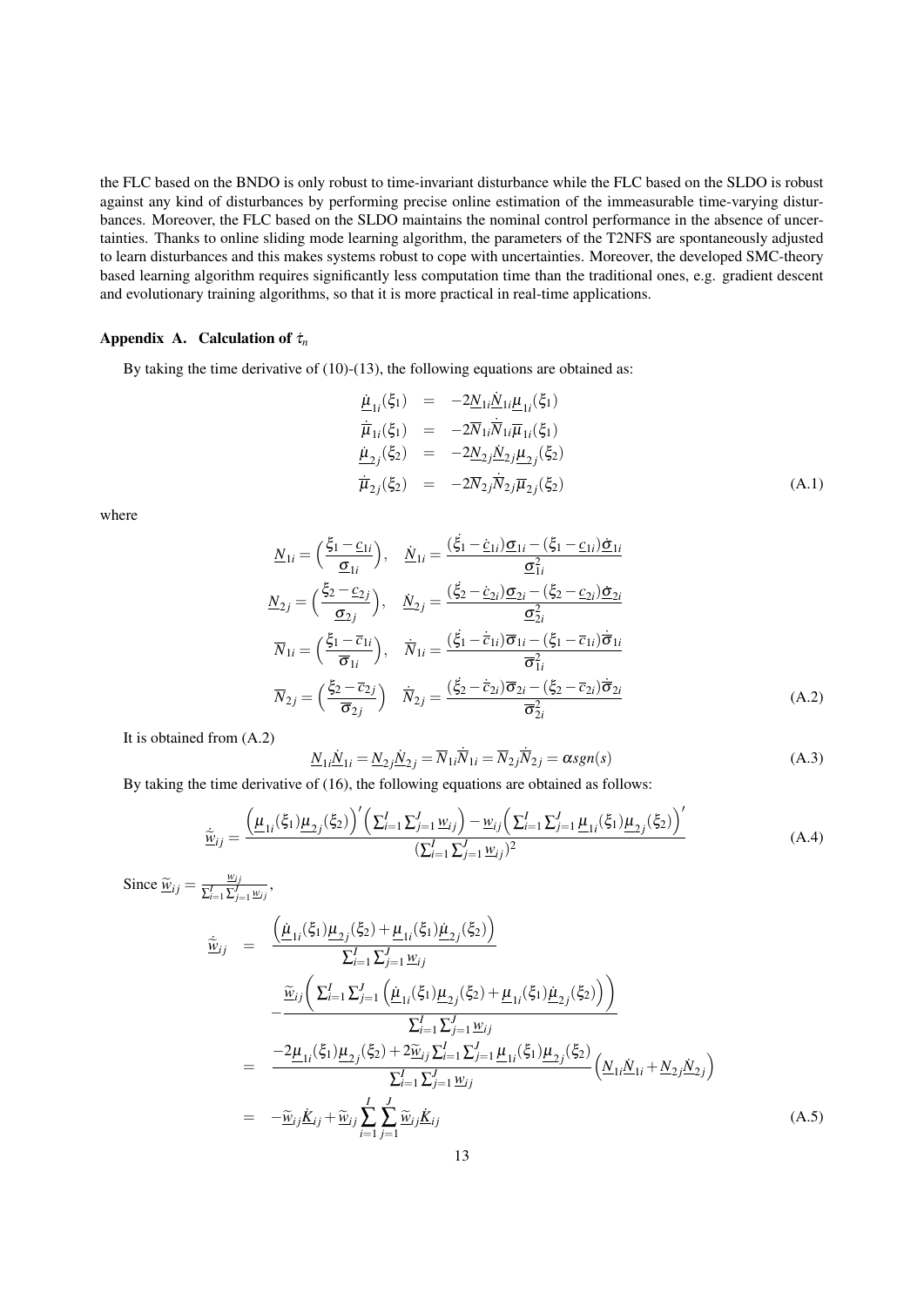the FLC based on the BNDO is only robust to time-invariant disturbance while the FLC based on the SLDO is robust against any kind of disturbances by performing precise online estimation of the immeasurable time-varying disturbances. Moreover, the FLC based on the SLDO maintains the nominal control performance in the absence of uncertainties. Thanks to online sliding mode learning algorithm, the parameters of the T2NFS are spontaneously adjusted to learn disturbances and this makes systems robust to cope with uncertainties. Moreover, the developed SMC-theory based learning algorithm requires significantly less computation time than the traditional ones, e.g. gradient descent and evolutionary training algorithms, so that it is more practical in real-time applications.

## Appendix A. Calculation of $\dot{\tau}_n$

By taking the time derivative of (10)-(13), the following equations are obtained as:

$$
\begin{aligned}
\underline{\dot{\mu}}_{1i}(\xi_1) &= -2\underline{N}_{1i}\underline{\dot{N}}_{1i}\underline{\mu}_{1i}(\xi_1) \\
\dot{\overline{\mu}}_{1i}(\xi_1) &= -2\overline{N}_{1i}\dot{\overline{N}}_{1i}\overline{\mu}_{1i}(\xi_1) \\
\underline{\dot{\mu}}_{2j}(\xi_2) &= -2\underline{N}_{2j}\underline{\dot{N}}_{2j}\underline{\mu}_{2j}(\xi_2) \\
\dot{\overline{\mu}}_{2j}(\xi_2) &= -2\overline{N}_{2j}\dot{\overline{N}}_{2j}\overline{\mu}_{2j}(\xi_2)
\end{aligned}
\tag{A.1}
$$

where

$$
\begin{aligned}
\underline{N}_{1i} = \Big(\frac{\xi_1 - \underline{c}_{1i}}{\underline{\sigma}_{1i}}\Big), &\quad \underline{\dot{N}}_{1i} = \frac{(\dot{\xi}_1 - \underline{\dot{c}}_{1i})\underline{\sigma}_{1i} - (\xi_1 - \underline{c}_{1i})\underline{\dot{\sigma}}_{1i}}{\underline{\sigma}_{1i}^2} \\
\underline{N}_{2j} = \Big(\frac{\xi_2 - \underline{c}_{2j}}{\underline{\sigma}_{2j}}\Big), &\quad \underline{\dot{N}}_{2j} = \frac{(\dot{\xi}_2 - \underline{\dot{c}}_{2i})\underline{\sigma}_{2i} - (\xi_2 - \underline{c}_{2i})\underline{\dot{\sigma}}_{2i}}{\underline{\sigma}_{2i}^2} \\
\overline{N}_{1i} = \Big(\frac{\xi_1 - \overline{c}_{1i}}{\overline{\sigma}_{1i}}\Big), &\quad \dot{\overline{N}}_{1i} = \frac{(\dot{\xi}_1 - \dot{\overline{c}}_{1i})\overline{\sigma}_{1i} - (\xi_1 - \overline{c}_{1i})\dot{\overline{\sigma}}_{1i}}{\overline{\sigma}_{1i}^2} \\
\overline{N}_{2j} = \Big(\frac{\xi_2 - \overline{c}_{2j}}{\overline{\sigma}_{2j}}\Big) &\quad \dot{\overline{N}}_{2j} = \frac{(\dot{\xi}_2 - \dot{\overline{c}}_{2i})\overline{\sigma}_{2i} - (\xi_2 - \overline{c}_{2i})\dot{\overline{\sigma}}_{2i}}{\overline{\sigma}_{2i}^2}
\end{aligned}
\tag{A.2}
$$

It is obtained from (A.2)

$$
\underline{N}_{1i}\underline{\dot{N}}_{1i} = \underline{N}_{2j}\underline{\dot{N}}_{2j} = \overline{N}_{1i}\dot{\overline{N}}_{1i} = \overline{N}_{2j}\dot{\overline{N}}_{2j} = \alpha sgn(s)
\tag{A.3}
$$

By taking the time derivative of (16), the following equations are obtained as follows:

$$
\dot{\underline{\widetilde{w}}}_{ij} = \frac{\Big(\underline{\mu}_{1i}(\xi_1)\underline{\mu}_{2j}(\xi_2)\Big)'\Big(\sum_{i=1}^{I}\sum_{j=1}^{J}\underline{w}_{ij}\Big) - \underline{w}_{ij}\Big(\sum_{i=1}^{I}\sum_{j=1}^{J}\underline{\mu}_{1i}(\xi_1)\underline{\mu}_{2j}(\xi_2)\Big)'}{(\sum_{i=1}^{I}\sum_{j=1}^{J}\underline{w}_{ij})^2}
\tag{A.4}
$$

Since $\underline{\widetilde{w}}_{ij} = \frac{\underline{w}_{ij}}{\sum_{i=1}^{I}\sum_{j=1}^{J}\underline{w}_{ij}}$,

$$
\begin{aligned}
\dot{\underline{\widetilde{w}}}_{ij} &= \frac{\Big(\underline{\dot{\mu}}_{1i}(\xi_1)\underline{\mu}_{2j}(\xi_2) + \underline{\mu}_{1i}(\xi_1)\underline{\dot{\mu}}_{2j}(\xi_2)\Big)}{\sum_{i=1}^{I}\sum_{j=1}^{J}\underline{w}_{ij}} \\
&\quad - \frac{\underline{\widetilde{w}}_{ij}\bigg(\sum_{i=1}^{I}\sum_{j=1}^{J}\Big(\underline{\dot{\mu}}_{1i}(\xi_1)\underline{\mu}_{2j}(\xi_2) + \underline{\mu}_{1i}(\xi_1)\underline{\dot{\mu}}_{2j}(\xi_2)\Big)\bigg)}{\sum_{i=1}^{I}\sum_{j=1}^{J}\underline{w}_{ij}} \\
&= \frac{-2\underline{\mu}_{1i}(\xi_1)\underline{\mu}_{2j}(\xi_2) + 2\underline{\widetilde{w}}_{ij}\sum_{i=1}^{I}\sum_{j=1}^{J}\underline{\mu}_{1i}(\xi_1)\underline{\mu}_{2j}(\xi_2)}{\sum_{i=1}^{I}\sum_{j=1}^{J}\underline{w}_{ij}}\Big(\underline{N}_{1i}\underline{\dot{N}}_{1i} + \underline{N}_{2j}\underline{\dot{N}}_{2j}\Big) \\
&= -\underline{\widetilde{w}}_{ij}\underline{\dot{K}}_{ij} + \underline{\widetilde{w}}_{ij}\sum_{i=1}^{I}\sum_{j=1}^{J}\underline{\widetilde{w}}_{ij}\underline{\dot{K}}_{ij}
\end{aligned}
\tag{A.5}
$$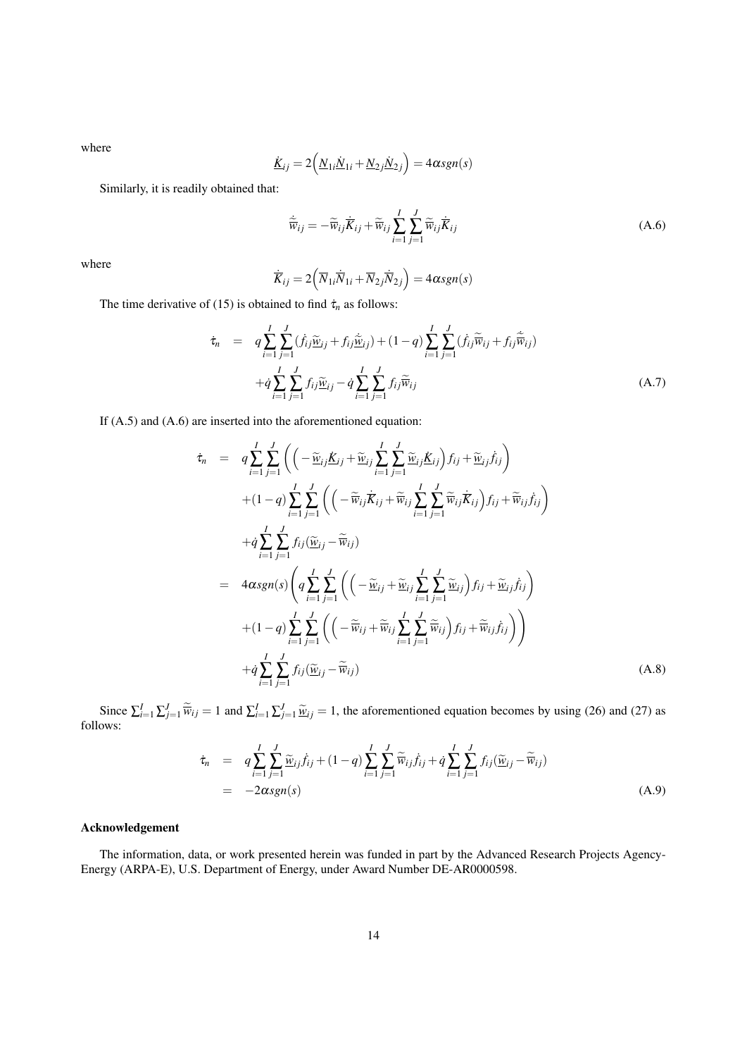where

$$\dot{\underline{K}}_{ij} = 2\Big(\underline{N}_{1i}\dot{\underline{N}}_{1i} + \underline{N}_{2j}\dot{\underline{N}}_{2j}\Big) = 4\alpha sgn(s)$$

Similarly, it is readily obtained that:

$$\dot{\widetilde{\overline{w}}}_{ij} = -\widetilde{\overline{w}}_{ij}\dot{\overline{K}}_{ij} + \widetilde{\overline{w}}_{ij}\sum_{i=1}^{I}\sum_{j=1}^{J}\widetilde{\overline{w}}_{ij}\dot{\overline{K}}_{ij} \tag{A.6}$$

where

$$\dot{\overline{K}}_{ij} = 2\Big(\overline{N}_{1i}\dot{\overline{N}}_{1i} + \overline{N}_{2j}\dot{\overline{N}}_{2j}\Big) = 4\alpha sgn(s)$$

The time derivative of (15) is obtained to find $\dot{\tau}_n$ as follows:

$$\begin{aligned}
\dot{\tau}_n &= q\sum_{i=1}^{I}\sum_{j=1}^{J}(\dot{f}_{ij}\widetilde{\underline{w}}_{ij} + f_{ij}\dot{\widetilde{\underline{w}}}_{ij}) + (1-q)\sum_{i=1}^{I}\sum_{j=1}^{J}(\dot{f}_{ij}\widetilde{\overline{w}}_{ij} + f_{ij}\dot{\widetilde{\overline{w}}}_{ij}) \\
&\quad + \dot{q}\sum_{i=1}^{I}\sum_{j=1}^{J}f_{ij}\widetilde{\underline{w}}_{ij} - \dot{q}\sum_{i=1}^{I}\sum_{j=1}^{J}f_{ij}\widetilde{\overline{w}}_{ij}
\end{aligned} \tag{A.7}$$

If (A.5) and (A.6) are inserted into the aforementioned equation:

$$\begin{aligned}
\dot{\tau}_n &= q\sum_{i=1}^{I}\sum_{j=1}^{J}\bigg(\Big(-\widetilde{\underline{w}}_{ij}\dot{\underline{K}}_{ij} + \widetilde{\underline{w}}_{ij}\sum_{i=1}^{I}\sum_{j=1}^{J}\widetilde{\underline{w}}_{ij}\dot{\underline{K}}_{ij}\Big)f_{ij} + \widetilde{\underline{w}}_{ij}\dot{f}_{ij}\bigg) \\
&\quad + (1-q)\sum_{i=1}^{I}\sum_{j=1}^{J}\bigg(\Big(-\widetilde{\overline{w}}_{ij}\dot{\overline{K}}_{ij} + \widetilde{\overline{w}}_{ij}\sum_{i=1}^{I}\sum_{j=1}^{J}\widetilde{\overline{w}}_{ij}\dot{\overline{K}}_{ij}\Big)f_{ij} + \widetilde{\overline{w}}_{ij}\dot{f}_{ij}\bigg) \\
&\quad + \dot{q}\sum_{i=1}^{I}\sum_{j=1}^{J}f_{ij}(\widetilde{\underline{w}}_{ij} - \widetilde{\overline{w}}_{ij}) \\
&= 4\alpha sgn(s)\Bigg(q\sum_{i=1}^{I}\sum_{j=1}^{J}\bigg(\Big(-\widetilde{\underline{w}}_{ij} + \widetilde{\underline{w}}_{ij}\sum_{i=1}^{I}\sum_{j=1}^{J}\widetilde{\underline{w}}_{ij}\Big)f_{ij} + \widetilde{\underline{w}}_{ij}\dot{f}_{ij}\bigg) \\
&\quad + (1-q)\sum_{i=1}^{I}\sum_{j=1}^{J}\bigg(\Big(-\widetilde{\overline{w}}_{ij} + \widetilde{\overline{w}}_{ij}\sum_{i=1}^{I}\sum_{j=1}^{J}\widetilde{\overline{w}}_{ij}\Big)f_{ij} + \widetilde{\overline{w}}_{ij}\dot{f}_{ij}\bigg)\Bigg) \\
&\quad + \dot{q}\sum_{i=1}^{I}\sum_{j=1}^{J}f_{ij}(\widetilde{\underline{w}}_{ij} - \widetilde{\overline{w}}_{ij})
\end{aligned} \tag{A.8}$$

Since $\sum_{i=1}^{I}\sum_{j=1}^{J}\widetilde{\overline{w}}_{ij} = 1$ and $\sum_{i=1}^{I}\sum_{j=1}^{J}\widetilde{\underline{w}}_{ij} = 1$, the aforementioned equation becomes by using (26) and (27) as follows:

$$\begin{aligned}
\dot{\tau}_n &= q\sum_{i=1}^{I}\sum_{j=1}^{J}\widetilde{\underline{w}}_{ij}\dot{f}_{ij} + (1-q)\sum_{i=1}^{I}\sum_{j=1}^{J}\widetilde{\overline{w}}_{ij}\dot{f}_{ij} + \dot{q}\sum_{i=1}^{I}\sum_{j=1}^{J}f_{ij}(\widetilde{\underline{w}}_{ij} - \widetilde{\overline{w}}_{ij}) \\
&= -2\alpha sgn(s)
\end{aligned} \tag{A.9}$$

## Acknowledgement

The information, data, or work presented herein was funded in part by the Advanced Research Projects Agency-Energy (ARPA-E), U.S. Department of Energy, under Award Number DE-AR0000598.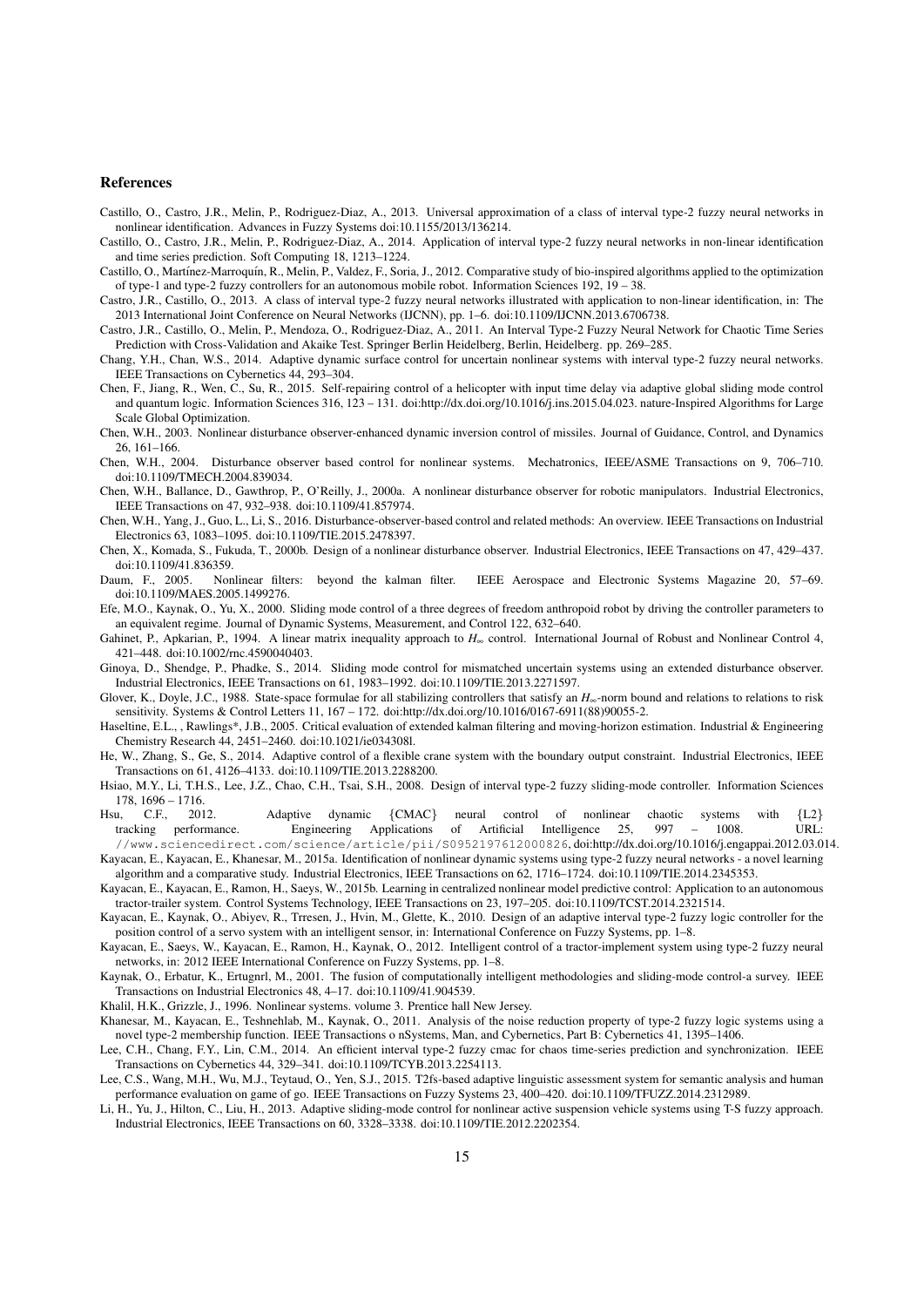## References

Castillo, O., Castro, J.R., Melin, P., Rodriguez-Diaz, A., 2013. Universal approximation of a class of interval type-2 fuzzy neural networks in nonlinear identification. Advances in Fuzzy Systems doi:10.1155/2013/136214.

Castillo, O., Castro, J.R., Melin, P., Rodriguez-Diaz, A., 2014. Application of interval type-2 fuzzy neural networks in non-linear identification and time series prediction. Soft Computing 18, 1213–1224.

Castillo, O., Martínez-Marroquín, R., Melin, P., Valdez, F., Soria, J., 2012. Comparative study of bio-inspired algorithms applied to the optimization of type-1 and type-2 fuzzy controllers for an autonomous mobile robot. Information Sciences 192, 19 – 38.

Castro, J.R., Castillo, O., 2013. A class of interval type-2 fuzzy neural networks illustrated with application to non-linear identification, in: The 2013 International Joint Conference on Neural Networks (IJCNN), pp. 1–6. doi:10.1109/IJCNN.2013.6706738.

Castro, J.R., Castillo, O., Melin, P., Mendoza, O., Rodriguez-Diaz, A., 2011. An Interval Type-2 Fuzzy Neural Network for Chaotic Time Series Prediction with Cross-Validation and Akaike Test. Springer Berlin Heidelberg, Berlin, Heidelberg. pp. 269–285.

Chang, Y.H., Chan, W.S., 2014. Adaptive dynamic surface control for uncertain nonlinear systems with interval type-2 fuzzy neural networks. IEEE Transactions on Cybernetics 44, 293–304.

Chen, F., Jiang, R., Wen, C., Su, R., 2015. Self-repairing control of a helicopter with input time delay via adaptive global sliding mode control and quantum logic. Information Sciences 316, 123 – 131. doi:http://dx.doi.org/10.1016/j.ins.2015.04.023. nature-Inspired Algorithms for Large Scale Global Optimization.

Chen, W.H., 2003. Nonlinear disturbance observer-enhanced dynamic inversion control of missiles. Journal of Guidance, Control, and Dynamics 26, 161–166.

Chen, W.H., 2004. Disturbance observer based control for nonlinear systems. Mechatronics, IEEE/ASME Transactions on 9, 706–710. doi:10.1109/TMECH.2004.839034.

Chen, W.H., Ballance, D., Gawthrop, P., O'Reilly, J., 2000a. A nonlinear disturbance observer for robotic manipulators. Industrial Electronics, IEEE Transactions on 47, 932–938. doi:10.1109/41.857974.

Chen, W.H., Yang, J., Guo, L., Li, S., 2016. Disturbance-observer-based control and related methods: An overview. IEEE Transactions on Industrial Electronics 63, 1083–1095. doi:10.1109/TIE.2015.2478397.

Chen, X., Komada, S., Fukuda, T., 2000b. Design of a nonlinear disturbance observer. Industrial Electronics, IEEE Transactions on 47, 429–437. doi:10.1109/41.836359.

Daum, F., 2005. Nonlinear filters: beyond the kalman filter. IEEE Aerospace and Electronic Systems Magazine 20, 57–69. doi:10.1109/MAES.2005.1499276.

Efe, M.O., Kaynak, O., Yu, X., 2000. Sliding mode control of a three degrees of freedom anthropoid robot by driving the controller parameters to an equivalent regime. Journal of Dynamic Systems, Measurement, and Control 122, 632–640.

Gahinet, P., Apkarian, P., 1994. A linear matrix inequality approach to $H_\infty$ control. International Journal of Robust and Nonlinear Control 4, 421–448. doi:10.1002/rnc.4590040403.

Ginoya, D., Shendge, P., Phadke, S., 2014. Sliding mode control for mismatched uncertain systems using an extended disturbance observer. Industrial Electronics, IEEE Transactions on 61, 1983–1992. doi:10.1109/TIE.2013.2271597.

Glover, K., Doyle, J.C., 1988. State-space formulae for all stabilizing controllers that satisfy an $H_\infty$-norm bound and relations to relations to risk sensitivity. Systems & Control Letters 11, 167 – 172. doi:http://dx.doi.org/10.1016/0167-6911(88)90055-2.

Haseltine, E.L., , Rawlings*, J.B., 2005. Critical evaluation of extended kalman filtering and moving-horizon estimation. Industrial & Engineering Chemistry Research 44, 2451–2460. doi:10.1021/ie034308l.

He, W., Zhang, S., Ge, S., 2014. Adaptive control of a flexible crane system with the boundary output constraint. Industrial Electronics, IEEE Transactions on 61, 4126–4133. doi:10.1109/TIE.2013.2288200.

Hsiao, M.Y., Li, T.H.S., Lee, J.Z., Chao, C.H., Tsai, S.H., 2008. Design of interval type-2 fuzzy sliding-mode controller. Information Sciences 178, 1696 – 1716.

Hsu, C.F., 2012. Adaptive dynamic {CMAC} neural control of nonlinear chaotic systems with {L2} tracking performance. Engineering Applications of Artificial Intelligence 25, 997 – 1008. URL: //www.sciencedirect.com/science/article/pii/S0952197612000826, doi:http://dx.doi.org/10.1016/j.engappai.2012.03.014.

Kayacan, E., Kayacan, E., Khanesar, M., 2015a. Identification of nonlinear dynamic systems using type-2 fuzzy neural networks - a novel learning algorithm and a comparative study. Industrial Electronics, IEEE Transactions on 62, 1716–1724. doi:10.1109/TIE.2014.2345353.

Kayacan, E., Kayacan, E., Ramon, H., Saeys, W., 2015b. Learning in centralized nonlinear model predictive control: Application to an autonomous tractor-trailer system. Control Systems Technology, IEEE Transactions on 23, 197–205. doi:10.1109/TCST.2014.2321514.

Kayacan, E., Kaynak, O., Abiyev, R., Trresen, J., Hvin, M., Glette, K., 2010. Design of an adaptive interval type-2 fuzzy logic controller for the position control of a servo system with an intelligent sensor, in: International Conference on Fuzzy Systems, pp. 1–8.

Kayacan, E., Saeys, W., Kayacan, E., Ramon, H., Kaynak, O., 2012. Intelligent control of a tractor-implement system using type-2 fuzzy neural networks, in: 2012 IEEE International Conference on Fuzzy Systems, pp. 1–8.

Kaynak, O., Erbatur, K., Ertugnrl, M., 2001. The fusion of computationally intelligent methodologies and sliding-mode control-a survey. IEEE Transactions on Industrial Electronics 48, 4–17. doi:10.1109/41.904539.

Khalil, H.K., Grizzle, J., 1996. Nonlinear systems. volume 3. Prentice hall New Jersey.

Khanesar, M., Kayacan, E., Teshnehlab, M., Kaynak, O., 2011. Analysis of the noise reduction property of type-2 fuzzy logic systems using a novel type-2 membership function. IEEE Transactions o nSystems, Man, and Cybernetics, Part B: Cybernetics 41, 1395–1406.

Lee, C.H., Chang, F.Y., Lin, C.M., 2014. An efficient interval type-2 fuzzy cmac for chaos time-series prediction and synchronization. IEEE Transactions on Cybernetics 44, 329–341. doi:10.1109/TCYB.2013.2254113.

Lee, C.S., Wang, M.H., Wu, M.J., Teytaud, O., Yen, S.J., 2015. T2fs-based adaptive linguistic assessment system for semantic analysis and human performance evaluation on game of go. IEEE Transactions on Fuzzy Systems 23, 400–420. doi:10.1109/TFUZZ.2014.2312989.

Li, H., Yu, J., Hilton, C., Liu, H., 2013. Adaptive sliding-mode control for nonlinear active suspension vehicle systems using T-S fuzzy approach. Industrial Electronics, IEEE Transactions on 60, 3328–3338. doi:10.1109/TIE.2012.2202354.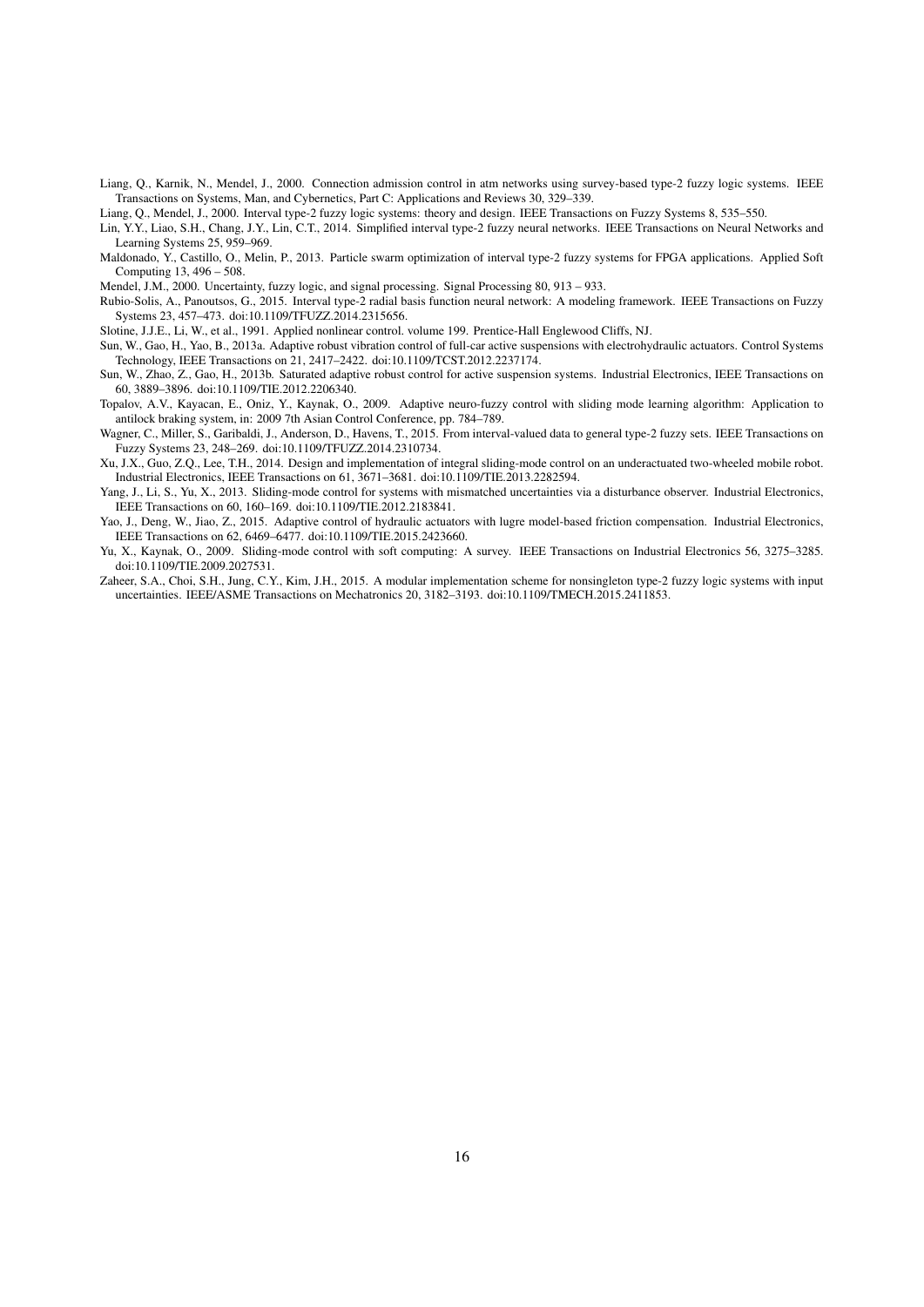Liang, Q., Karnik, N., Mendel, J., 2000. Connection admission control in atm networks using survey-based type-2 fuzzy logic systems. IEEE Transactions on Systems, Man, and Cybernetics, Part C: Applications and Reviews 30, 329–339.

Liang, Q., Mendel, J., 2000. Interval type-2 fuzzy logic systems: theory and design. IEEE Transactions on Fuzzy Systems 8, 535–550.

Lin, Y.Y., Liao, S.H., Chang, J.Y., Lin, C.T., 2014. Simplified interval type-2 fuzzy neural networks. IEEE Transactions on Neural Networks and Learning Systems 25, 959–969.

Maldonado, Y., Castillo, O., Melin, P., 2013. Particle swarm optimization of interval type-2 fuzzy systems for FPGA applications. Applied Soft Computing 13, 496 – 508.

Mendel, J.M., 2000. Uncertainty, fuzzy logic, and signal processing. Signal Processing 80, 913 – 933.

Rubio-Solis, A., Panoutsos, G., 2015. Interval type-2 radial basis function neural network: A modeling framework. IEEE Transactions on Fuzzy Systems 23, 457–473. doi:10.1109/TFUZZ.2014.2315656.

Slotine, J.J.E., Li, W., et al., 1991. Applied nonlinear control. volume 199. Prentice-Hall Englewood Cliffs, NJ.

Sun, W., Gao, H., Yao, B., 2013a. Adaptive robust vibration control of full-car active suspensions with electrohydraulic actuators. Control Systems Technology, IEEE Transactions on 21, 2417–2422. doi:10.1109/TCST.2012.2237174.

Sun, W., Zhao, Z., Gao, H., 2013b. Saturated adaptive robust control for active suspension systems. Industrial Electronics, IEEE Transactions on 60, 3889–3896. doi:10.1109/TIE.2012.2206340.

Topalov, A.V., Kayacan, E., Oniz, Y., Kaynak, O., 2009. Adaptive neuro-fuzzy control with sliding mode learning algorithm: Application to antilock braking system, in: 2009 7th Asian Control Conference, pp. 784–789.

Wagner, C., Miller, S., Garibaldi, J., Anderson, D., Havens, T., 2015. From interval-valued data to general type-2 fuzzy sets. IEEE Transactions on Fuzzy Systems 23, 248–269. doi:10.1109/TFUZZ.2014.2310734.

Xu, J.X., Guo, Z.Q., Lee, T.H., 2014. Design and implementation of integral sliding-mode control on an underactuated two-wheeled mobile robot. Industrial Electronics, IEEE Transactions on 61, 3671–3681. doi:10.1109/TIE.2013.2282594.

Yang, J., Li, S., Yu, X., 2013. Sliding-mode control for systems with mismatched uncertainties via a disturbance observer. Industrial Electronics, IEEE Transactions on 60, 160–169. doi:10.1109/TIE.2012.2183841.

Yao, J., Deng, W., Jiao, Z., 2015. Adaptive control of hydraulic actuators with lugre model-based friction compensation. Industrial Electronics, IEEE Transactions on 62, 6469–6477. doi:10.1109/TIE.2015.2423660.

Yu, X., Kaynak, O., 2009. Sliding-mode control with soft computing: A survey. IEEE Transactions on Industrial Electronics 56, 3275–3285. doi:10.1109/TIE.2009.2027531.

Zaheer, S.A., Choi, S.H., Jung, C.Y., Kim, J.H., 2015. A modular implementation scheme for nonsingleton type-2 fuzzy logic systems with input uncertainties. IEEE/ASME Transactions on Mechatronics 20, 3182–3193. doi:10.1109/TMECH.2015.2411853.